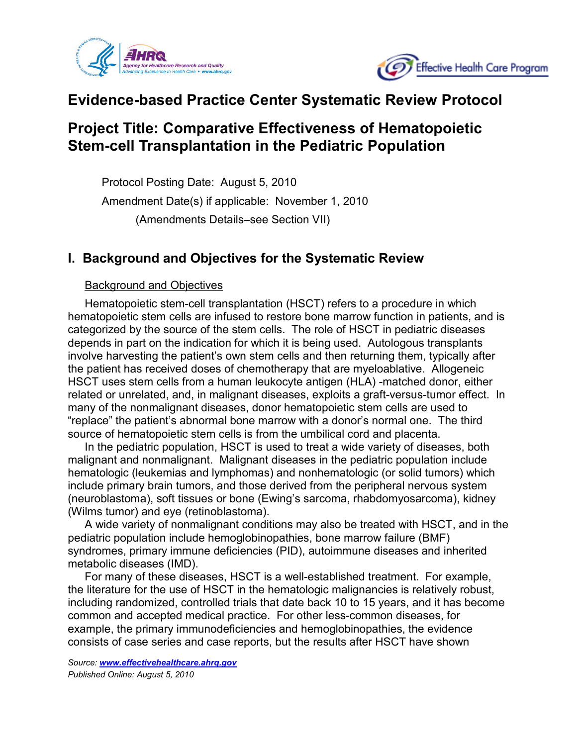# Evidence-based Practice Center Systematic Review Protocol

# Project Title: Comparative Effectiveness of Hematopoietic Stem-cell Transplantation in the Pediatric Population

Protocol Posting Date: August 5, 2010

Amendment Date(s) if applicable: November 1, 2010

(Amendments Details–see Section VII)

## I. Background and Objectives for the Systematic Review

### Background and Objectives

Hematopoietic stem-cell transplantation (HSCT) refers to a procedure in which hematopoietic stem cells are infused to restore bone marrow function in patients, and is categorized by the source of the stem cells. The role of HSCT in pediatric diseases depends in part on the indication for which it is being used. Autologous transplants involve harvesting the patient's own stem cells and then returning them, typically after the patient has received doses of chemotherapy that are myeloablative. Allogeneic HSCT uses stem cells from a human leukocyte antigen (HLA) -matched donor, either related or unrelated, and, in malignant diseases, exploits a graft-versus-tumor effect. In many of the nonmalignant diseases, donor hematopoietic stem cells are used to "replace" the patient's abnormal bone marrow with a donor's normal one. The third source of hematopoietic stem cells is from the umbilical cord and placenta.

In the pediatric population, HSCT is used to treat a wide variety of diseases, both malignant and nonmalignant. Malignant diseases in the pediatric population include hematologic (leukemias and lymphomas) and nonhematologic (or solid tumors) which include primary brain tumors, and those derived from the peripheral nervous system (neuroblastoma), soft tissues or bone (Ewing's sarcoma, rhabdomyosarcoma), kidney (Wilms tumor) and eye (retinoblastoma).

A wide variety of nonmalignant conditions may also be treated with HSCT, and in the pediatric population include hemoglobinopathies, bone marrow failure (BMF) syndromes, primary immune deficiencies (PID), autoimmune diseases and inherited metabolic diseases (IMD).

For many of these diseases, HSCT is a well-established treatment. For example, the literature for the use of HSCT in the hematologic malignancies is relatively robust, including randomized, controlled trials that date back 10 to 15 years, and it has become common and accepted medical practice. For other less-common diseases, for example, the primary immunodeficiencies and hemoglobinopathies, the evidence consists of case series and case reports, but the results after HSCT have shown

*Source: www.effectivehealthcare.ahrq.gov*
*Published Online: August 5, 2010*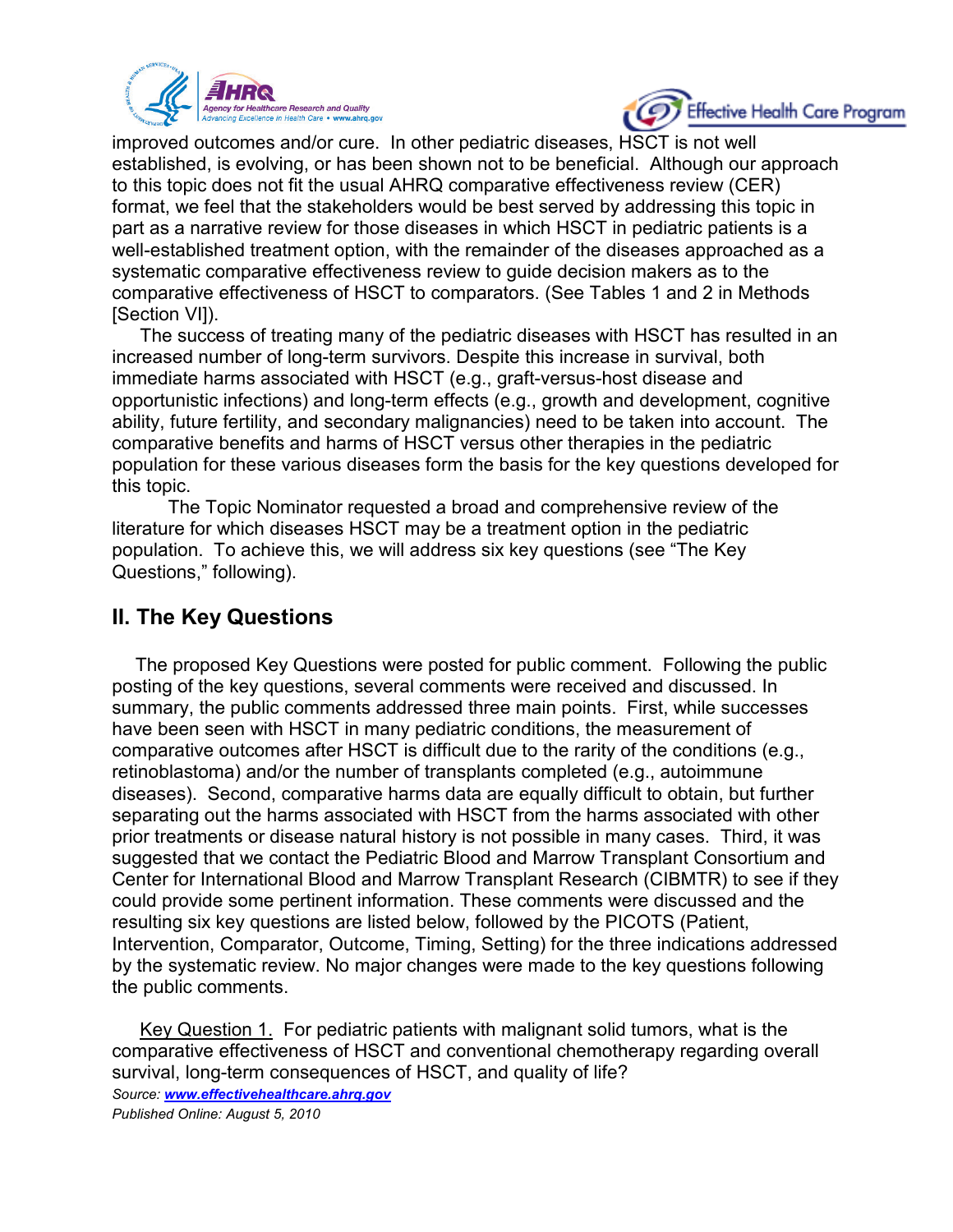improved outcomes and/or cure. In other pediatric diseases, HSCT is not well established, is evolving, or has been shown not to be beneficial. Although our approach to this topic does not fit the usual AHRQ comparative effectiveness review (CER) format, we feel that the stakeholders would be best served by addressing this topic in part as a narrative review for those diseases in which HSCT in pediatric patients is a well-established treatment option, with the remainder of the diseases approached as a systematic comparative effectiveness review to guide decision makers as to the comparative effectiveness of HSCT to comparators. (See Tables 1 and 2 in Methods [Section VI]).

The success of treating many of the pediatric diseases with HSCT has resulted in an increased number of long-term survivors. Despite this increase in survival, both immediate harms associated with HSCT (e.g., graft-versus-host disease and opportunistic infections) and long-term effects (e.g., growth and development, cognitive ability, future fertility, and secondary malignancies) need to be taken into account. The comparative benefits and harms of HSCT versus other therapies in the pediatric population for these various diseases form the basis for the key questions developed for this topic.

The Topic Nominator requested a broad and comprehensive review of the literature for which diseases HSCT may be a treatment option in the pediatric population. To achieve this, we will address six key questions (see "The Key Questions," following).

## II. The Key Questions

The proposed Key Questions were posted for public comment. Following the public posting of the key questions, several comments were received and discussed. In summary, the public comments addressed three main points. First, while successes have been seen with HSCT in many pediatric conditions, the measurement of comparative outcomes after HSCT is difficult due to the rarity of the conditions (e.g., retinoblastoma) and/or the number of transplants completed (e.g., autoimmune diseases). Second, comparative harms data are equally difficult to obtain, but further separating out the harms associated with HSCT from the harms associated with other prior treatments or disease natural history is not possible in many cases. Third, it was suggested that we contact the Pediatric Blood and Marrow Transplant Consortium and Center for International Blood and Marrow Transplant Research (CIBMTR) to see if they could provide some pertinent information. These comments were discussed and the resulting six key questions are listed below, followed by the PICOTS (Patient, Intervention, Comparator, Outcome, Timing, Setting) for the three indications addressed by the systematic review. No major changes were made to the key questions following the public comments.

Key Question 1. For pediatric patients with malignant solid tumors, what is the comparative effectiveness of HSCT and conventional chemotherapy regarding overall survival, long-term consequences of HSCT, and quality of life?

*Source: www.effectivehealthcare.ahrq.gov*
*Published Online: August 5, 2010*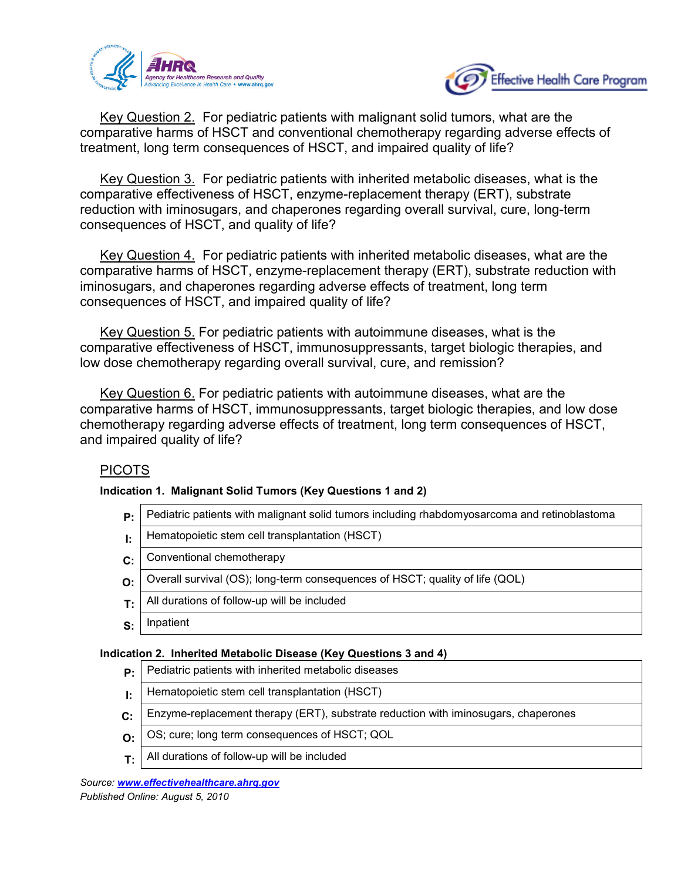Key Question 2. For pediatric patients with malignant solid tumors, what are the comparative harms of HSCT and conventional chemotherapy regarding adverse effects of treatment, long term consequences of HSCT, and impaired quality of life?

Key Question 3. For pediatric patients with inherited metabolic diseases, what is the comparative effectiveness of HSCT, enzyme-replacement therapy (ERT), substrate reduction with iminosugars, and chaperones regarding overall survival, cure, long-term consequences of HSCT, and quality of life?

Key Question 4. For pediatric patients with inherited metabolic diseases, what are the comparative harms of HSCT, enzyme-replacement therapy (ERT), substrate reduction with iminosugars, and chaperones regarding adverse effects of treatment, long term consequences of HSCT, and impaired quality of life?

Key Question 5. For pediatric patients with autoimmune diseases, what is the comparative effectiveness of HSCT, immunosuppressants, target biologic therapies, and low dose chemotherapy regarding overall survival, cure, and remission?

Key Question 6. For pediatric patients with autoimmune diseases, what are the comparative harms of HSCT, immunosuppressants, target biologic therapies, and low dose chemotherapy regarding adverse effects of treatment, long term consequences of HSCT, and impaired quality of life?

## PICOTS

**Indication 1. Malignant Solid Tumors (Key Questions 1 and 2)**

| | |
|---|---|
| **P:** | Pediatric patients with malignant solid tumors including rhabdomyosarcoma and retinoblastoma |
| **I:** | Hematopoietic stem cell transplantation (HSCT) |
| **C:** | Conventional chemotherapy |
| **O:** | Overall survival (OS); long-term consequences of HSCT; quality of life (QOL) |
| **T:** | All durations of follow-up will be included |
| **S:** | Inpatient |

**Indication 2. Inherited Metabolic Disease (Key Questions 3 and 4)**

| | |
|---|---|
| **P:** | Pediatric patients with inherited metabolic diseases |
| **I:** | Hematopoietic stem cell transplantation (HSCT) |
| **C:** | Enzyme-replacement therapy (ERT), substrate reduction with iminosugars, chaperones |
| **O:** | OS; cure; long term consequences of HSCT; QOL |
| **T:** | All durations of follow-up will be included |

*Source: www.effectivehealthcare.ahrq.gov*
*Published Online: August 5, 2010*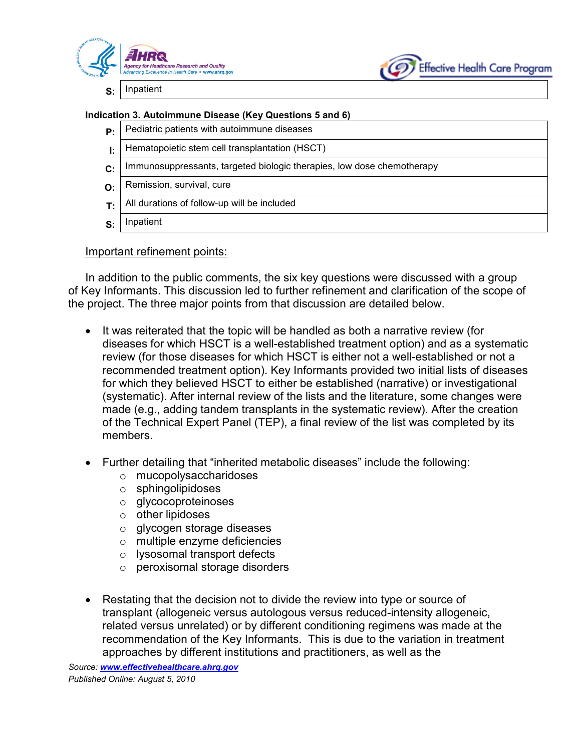| S: | Inpatient |
|---|---|

**Indication 3. Autoimmune Disease (Key Questions 5 and 6)**

| | |
|---|---|
| P: | Pediatric patients with autoimmune diseases |
| I: | Hematopoietic stem cell transplantation (HSCT) |
| C: | Immunosuppressants, targeted biologic therapies, low dose chemotherapy |
| O: | Remission, survival, cure |
| T: | All durations of follow-up will be included |
| S: | Inpatient |

Important refinement points:

In addition to the public comments, the six key questions were discussed with a group of Key Informants. This discussion led to further refinement and clarification of the scope of the project. The three major points from that discussion are detailed below.

- It was reiterated that the topic will be handled as both a narrative review (for diseases for which HSCT is a well-established treatment option) and as a systematic review (for those diseases for which HSCT is either not a well-established or not a recommended treatment option). Key Informants provided two initial lists of diseases for which they believed HSCT to either be established (narrative) or investigational (systematic). After internal review of the lists and the literature, some changes were made (e.g., adding tandem transplants in the systematic review). After the creation of the Technical Expert Panel (TEP), a final review of the list was completed by its members.

- Further detailing that "inherited metabolic diseases" include the following:
  - mucopolysaccharidoses
  - sphingolipidoses
  - glycocoproteinoses
  - other lipidoses
  - glycogen storage diseases
  - multiple enzyme deficiencies
  - lysosomal transport defects
  - peroxisomal storage disorders

- Restating that the decision not to divide the review into type or source of transplant (allogeneic versus autologous versus reduced-intensity allogeneic, related versus unrelated) or by different conditioning regimens was made at the recommendation of the Key Informants. This is due to the variation in treatment approaches by different institutions and practitioners, as well as the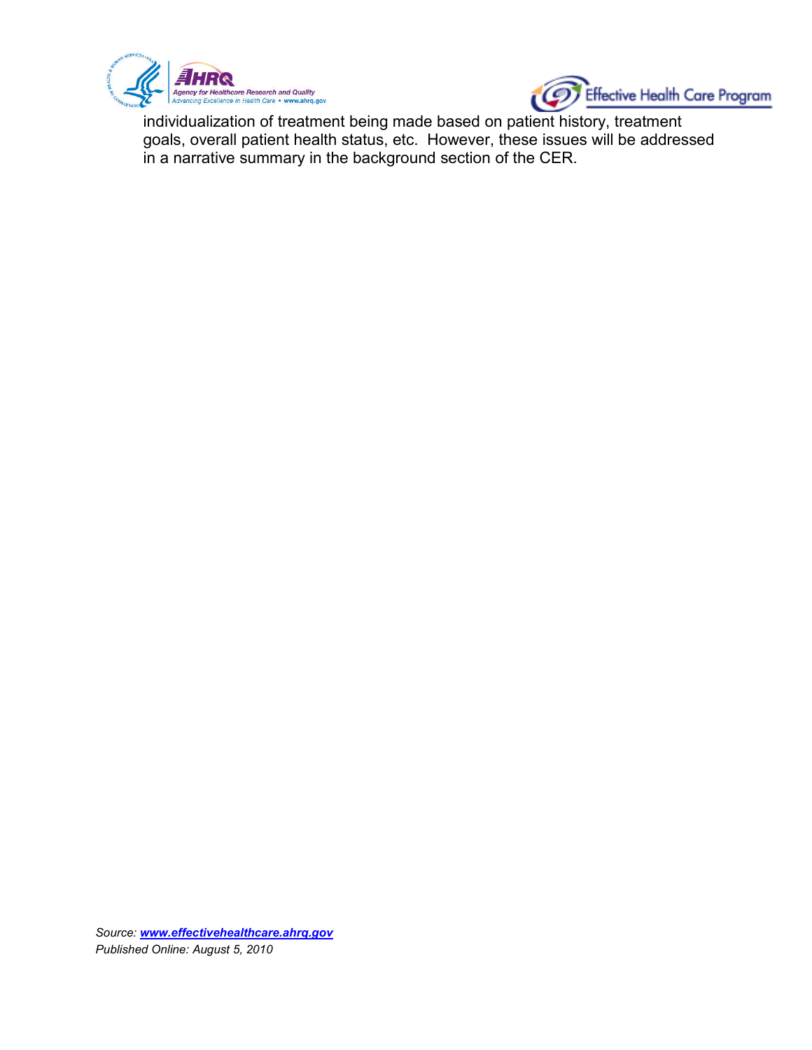individualization of treatment being made based on patient history, treatment goals, overall patient health status, etc. However, these issues will be addressed in a narrative summary in the background section of the CER.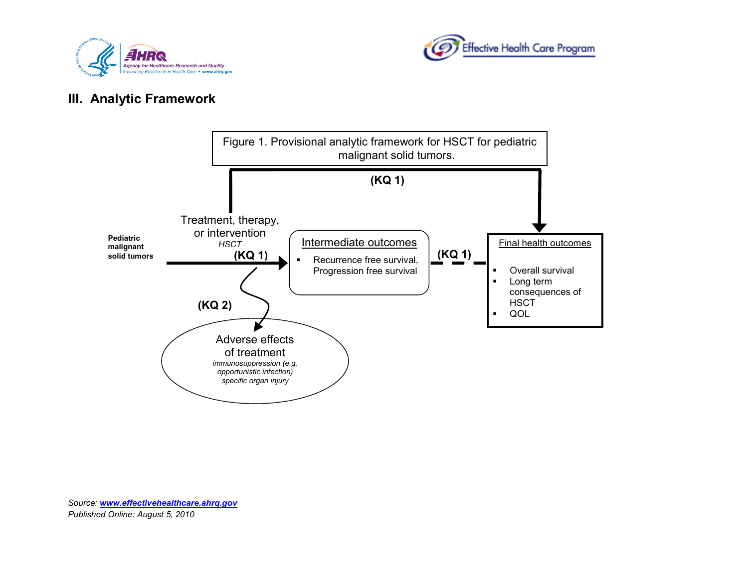## III. Analytic Framework

Figure 1. Provisional analytic framework for HSCT for pediatric malignant solid tumors.

**Pediatric malignant solid tumors**

Treatment, therapy, or intervention
*HSCT*

**(KQ 1)**

Intermediate outcomes

- Recurrence free survival, Progression free survival

**(KQ 1)**

Final health outcomes

- Overall survival
- Long term consequences of HSCT
- QOL

**(KQ 1)**

**(KQ 2)**

Adverse effects of treatment
*immunosuppression (e.g. opportunistic infection)*
*specific organ injury*

*Source: www.effectivehealthcare.ahrq.gov*
*Published Online: August 5, 2010*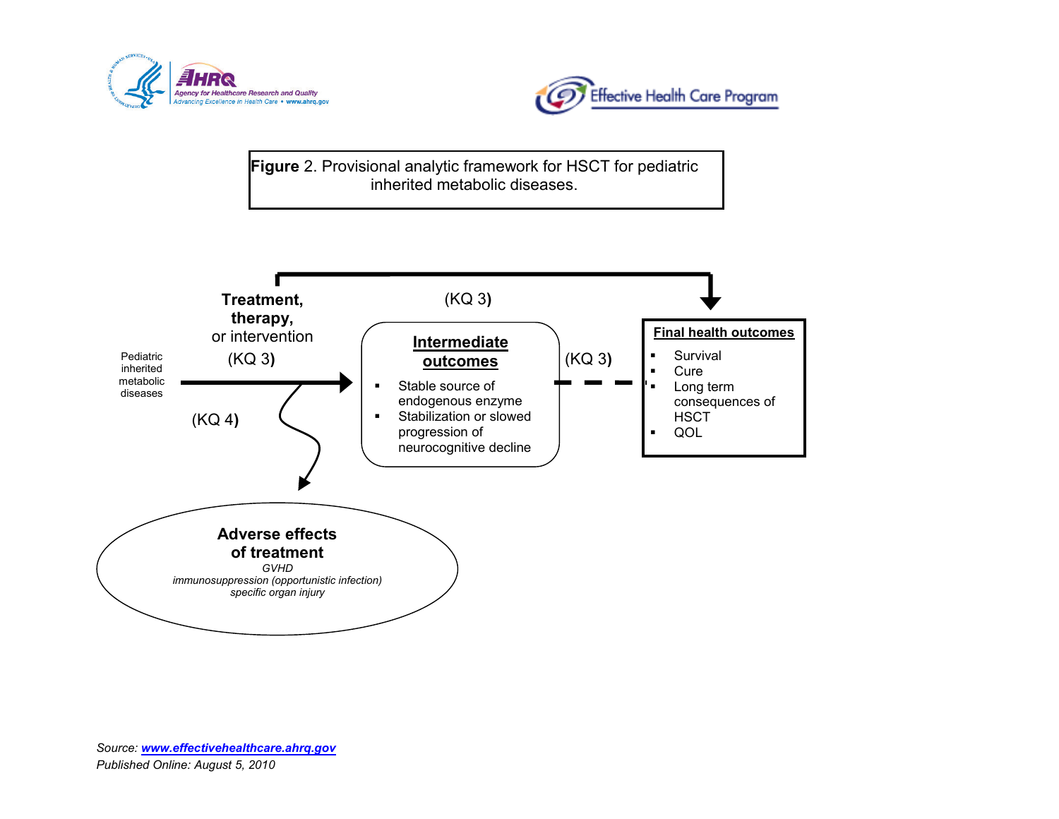**Figure** 2. Provisional analytic framework for HSCT for pediatric inherited metabolic diseases.

Pediatric inherited metabolic diseases

**Treatment, therapy,** or intervention

(KQ 3)

(KQ 3)

(KQ 4)

**Intermediate outcomes**

- Stable source of endogenous enzyme
- Stabilization or slowed progression of neurocognitive decline

(KQ 3)

**Final health outcomes**

- Survival
- Cure
- Long term consequences of HSCT
- QOL

**Adverse effects of treatment**

*GVHD*

*immunosuppression (opportunistic infection)*

*specific organ injury*

*Source: **www.effectivehealthcare.ahrq.gov***

*Published Online: August 5, 2010*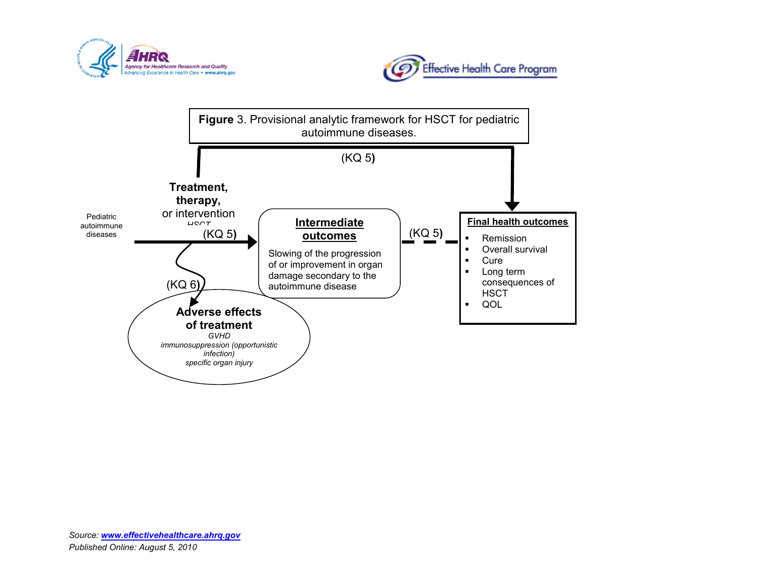**Figure** 3. Provisional analytic framework for HSCT for pediatric autoimmune diseases.

(KQ 5)

Pediatric autoimmune diseases

**Treatment, therapy,** or intervention HSCT

(KQ 5)

**Intermediate outcomes**

Slowing of the progression of or improvement in organ damage secondary to the autoimmune disease

(KQ 5)

**Final health outcomes**

- Remission
- Overall survival
- Cure
- Long term consequences of HSCT
- QOL

(KQ 6)

**Adverse effects of treatment**

*GVHD*

*immunosuppression (opportunistic infection)*

*specific organ injury*

*Source: www.effectivehealthcare.ahrq.gov*

*Published Online: August 5, 2010*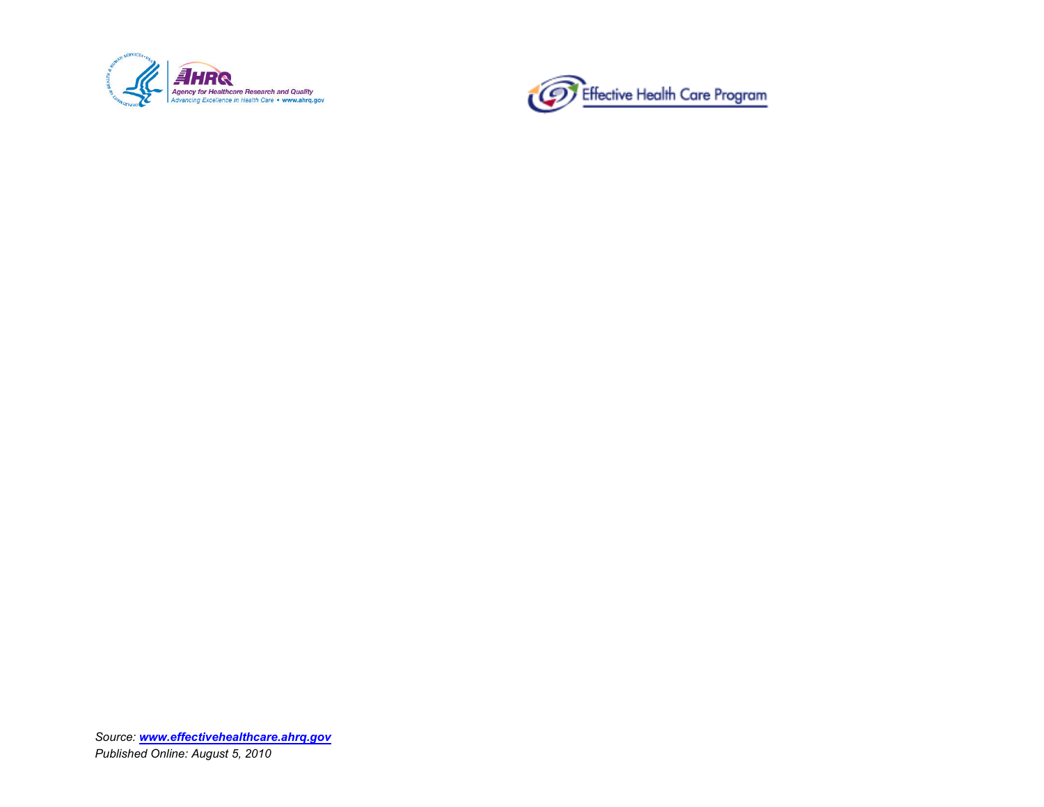Source: ***[www.effectivehealthcare.ahrq.gov](http://www.effectivehealthcare.ahrq.gov)***

*Published Online: August 5, 2010*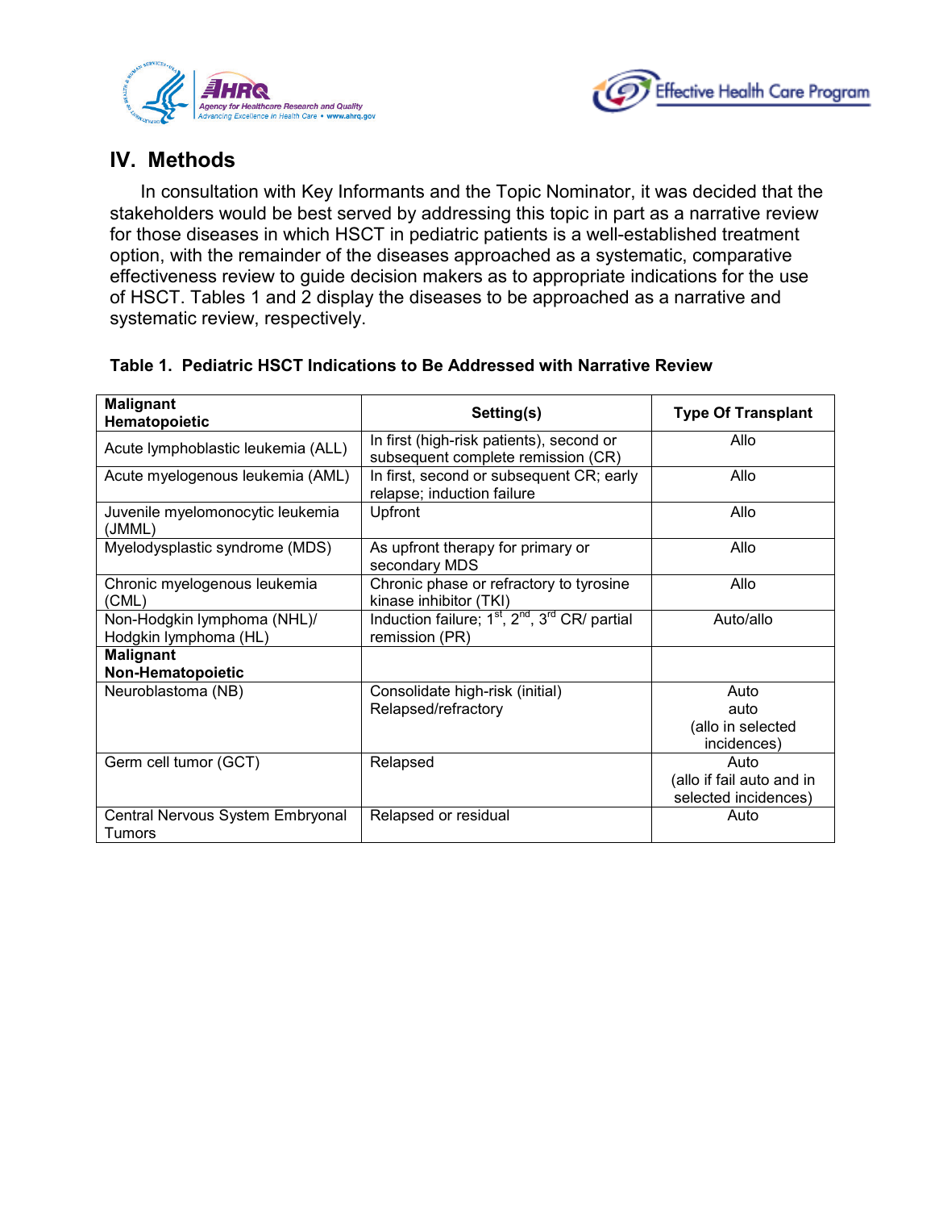## IV. Methods

In consultation with Key Informants and the Topic Nominator, it was decided that the stakeholders would be best served by addressing this topic in part as a narrative review for those diseases in which HSCT in pediatric patients is a well-established treatment option, with the remainder of the diseases approached as a systematic, comparative effectiveness review to guide decision makers as to appropriate indications for the use of HSCT. Tables 1 and 2 display the diseases to be approached as a narrative and systematic review, respectively.

**Table 1. Pediatric HSCT Indications to Be Addressed with Narrative Review**

| **Malignant Hematopoietic** | **Setting(s)** | **Type Of Transplant** |
|---|---|---|
| Acute lymphoblastic leukemia (ALL) | In first (high-risk patients), second or subsequent complete remission (CR) | Allo |
| Acute myelogenous leukemia (AML) | In first, second or subsequent CR; early relapse; induction failure | Allo |
| Juvenile myelomonocytic leukemia (JMML) | Upfront | Allo |
| Myelodysplastic syndrome (MDS) | As upfront therapy for primary or secondary MDS | Allo |
| Chronic myelogenous leukemia (CML) | Chronic phase or refractory to tyrosine kinase inhibitor (TKI) | Allo |
| Non-Hodgkin lymphoma (NHL)/ Hodgkin lymphoma (HL) | Induction failure; 1st, 2nd, 3rd CR/ partial remission (PR) | Auto/allo |
| **Malignant Non-Hematopoietic** | | |
| Neuroblastoma (NB) | Consolidate high-risk (initial)<br>Relapsed/refractory | Auto<br>auto<br>(allo in selected incidences) |
| Germ cell tumor (GCT) | Relapsed | Auto<br>(allo if fail auto and in selected incidences) |
| Central Nervous System Embryonal Tumors | Relapsed or residual | Auto |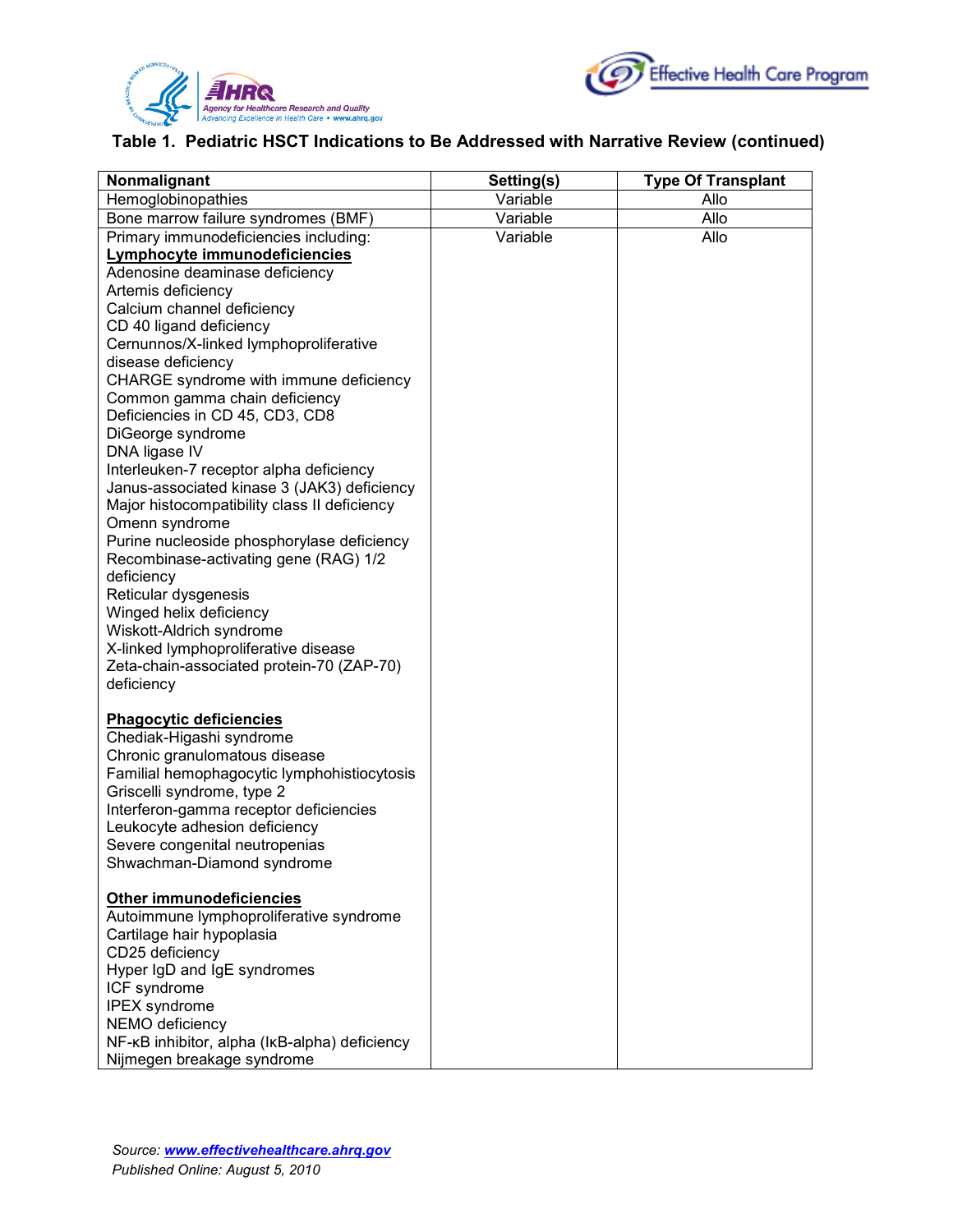**Table 1. Pediatric HSCT Indications to Be Addressed with Narrative Review (continued)**

| Nonmalignant | Setting(s) | Type Of Transplant |
|---|---|---|
| Hemoglobinopathies | Variable | Allo |
| Bone marrow failure syndromes (BMF) | Variable | Allo |
| Primary immunodeficiencies including:<br>**Lymphocyte immunodeficiencies**<br>Adenosine deaminase deficiency<br>Artemis deficiency<br>Calcium channel deficiency<br>CD 40 ligand deficiency<br>Cernunnos/X-linked lymphoproliferative disease deficiency<br>CHARGE syndrome with immune deficiency<br>Common gamma chain deficiency<br>Deficiencies in CD 45, CD3, CD8<br>DiGeorge syndrome<br>DNA ligase IV<br>Interleuken-7 receptor alpha deficiency<br>Janus-associated kinase 3 (JAK3) deficiency<br>Major histocompatibility class II deficiency<br>Omenn syndrome<br>Purine nucleoside phosphorylase deficiency<br>Recombinase-activating gene (RAG) 1/2 deficiency<br>Reticular dysgenesis<br>Winged helix deficiency<br>Wiskott-Aldrich syndrome<br>X-linked lymphoproliferative disease<br>Zeta-chain-associated protein-70 (ZAP-70) deficiency<br><br>**Phagocytic deficiencies**<br>Chediak-Higashi syndrome<br>Chronic granulomatous disease<br>Familial hemophagocytic lymphohistiocytosis<br>Griscelli syndrome, type 2<br>Interferon-gamma receptor deficiencies<br>Leukocyte adhesion deficiency<br>Severe congenital neutropenias<br>Shwachman-Diamond syndrome<br><br>**Other immunodeficiencies**<br>Autoimmune lymphoproliferative syndrome<br>Cartilage hair hypoplasia<br>CD25 deficiency<br>Hyper IgD and IgE syndromes<br>ICF syndrome<br>IPEX syndrome<br>NEMO deficiency<br>NF-κB inhibitor, alpha (IκB-alpha) deficiency<br>Nijmegen breakage syndrome | Variable | Allo |

*Source: www.effectivehealthcare.ahrq.gov*
*Published Online: August 5, 2010*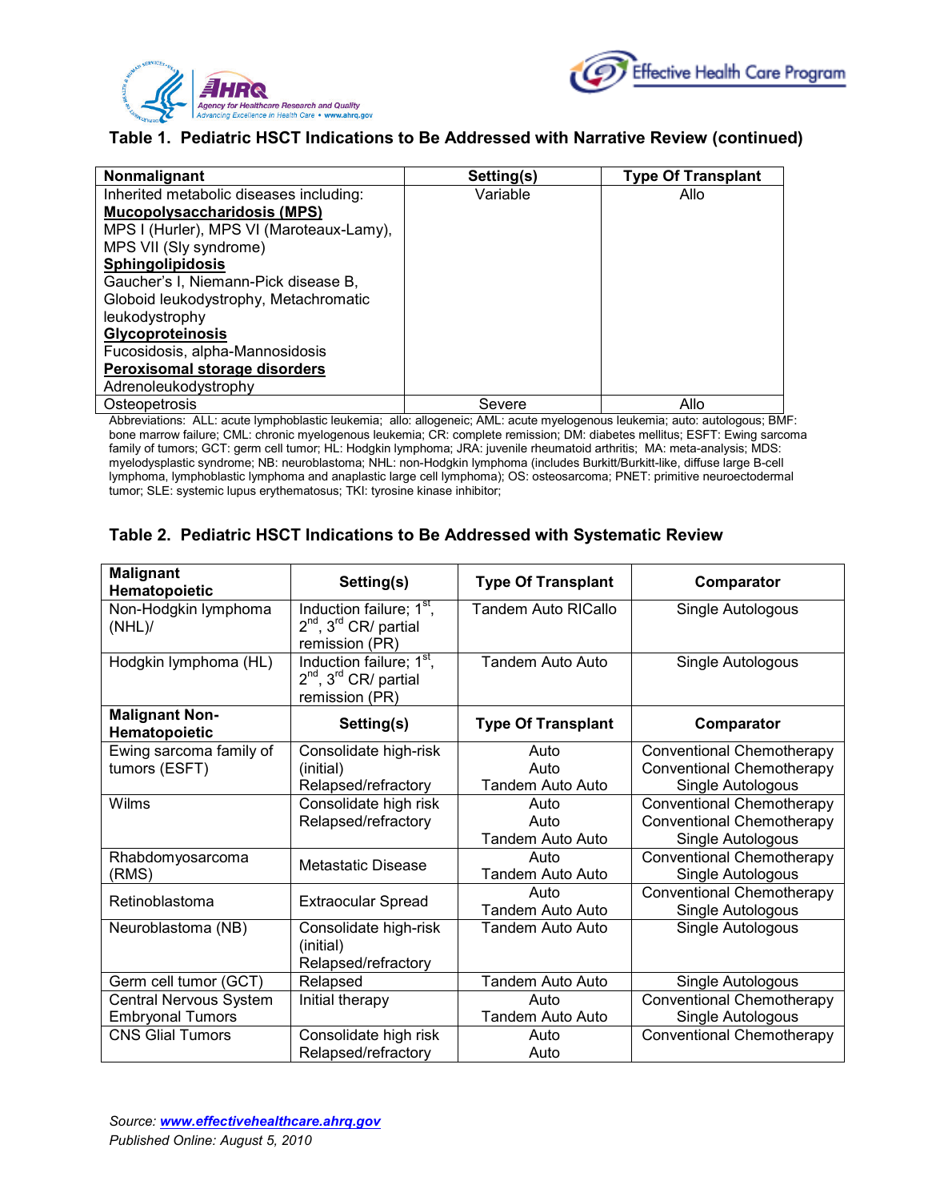### Table 1. Pediatric HSCT Indications to Be Addressed with Narrative Review (continued)

| Nonmalignant | Setting(s) | Type Of Transplant |
|---|---|---|
| Inherited metabolic diseases including: **Mucopolysaccharidosis (MPS)** MPS I (Hurler), MPS VI (Maroteaux-Lamy), MPS VII (Sly syndrome) **Sphingolipidosis** Gaucher's I, Niemann-Pick disease B, Globoid leukodystrophy, Metachromatic leukodystrophy **Glycoproteinosis** Fucosidosis, alpha-Mannosidosis **Peroxisomal storage disorders** Adrenoleukodystrophy | Variable | Allo |
| Osteopetrosis | Severe | Allo |

Abbreviations: ALL: acute lymphoblastic leukemia; allo: allogeneic; AML: acute myelogenous leukemia; auto: autologous; BMF: bone marrow failure; CML: chronic myelogenous leukemia; CR: complete remission; DM: diabetes mellitus; ESFT: Ewing sarcoma family of tumors; GCT: germ cell tumor; HL: Hodgkin lymphoma; JRA: juvenile rheumatoid arthritis; MA: meta-analysis; MDS: myelodysplastic syndrome; NB: neuroblastoma; NHL: non-Hodgkin lymphoma (includes Burkitt/Burkitt-like, diffuse large B-cell lymphoma, lymphoblastic lymphoma and anaplastic large cell lymphoma); OS: osteosarcoma; PNET: primitive neuroectodermal tumor; SLE: systemic lupus erythematosus; TKI: tyrosine kinase inhibitor;

### Table 2. Pediatric HSCT Indications to Be Addressed with Systematic Review

| Malignant Hematopoietic | Setting(s) | Type Of Transplant | Comparator |
|---|---|---|---|
| Non-Hodgkin lymphoma (NHL)/ | Induction failure; 1st, 2nd, 3rd CR/ partial remission (PR) | Tandem Auto RICallo | Single Autologous |
| Hodgkin lymphoma (HL) | Induction failure; 1st, 2nd, 3rd CR/ partial remission (PR) | Tandem Auto Auto | Single Autologous |
| **Malignant Non-Hematopoietic** | **Setting(s)** | **Type Of Transplant** | **Comparator** |
| Ewing sarcoma family of tumors (ESFT) | Consolidate high-risk (initial)<br>Relapsed/refractory | Auto<br>Auto<br>Tandem Auto Auto | Conventional Chemotherapy<br>Conventional Chemotherapy<br>Single Autologous |
| Wilms | Consolidate high risk<br>Relapsed/refractory | Auto<br>Auto<br>Tandem Auto Auto | Conventional Chemotherapy<br>Conventional Chemotherapy<br>Single Autologous |
| Rhabdomyosarcoma (RMS) | Metastatic Disease | Auto<br>Tandem Auto Auto | Conventional Chemotherapy<br>Single Autologous |
| Retinoblastoma | Extraocular Spread | Auto<br>Tandem Auto Auto | Conventional Chemotherapy<br>Single Autologous |
| Neuroblastoma (NB) | Consolidate high-risk (initial)<br>Relapsed/refractory | Tandem Auto Auto | Single Autologous |
| Germ cell tumor (GCT) | Relapsed | Tandem Auto Auto | Single Autologous |
| Central Nervous System Embryonal Tumors | Initial therapy | Auto<br>Tandem Auto Auto | Conventional Chemotherapy<br>Single Autologous |
| CNS Glial Tumors | Consolidate high risk<br>Relapsed/refractory | Auto<br>Auto | Conventional Chemotherapy |

*Source: www.effectivehealthcare.ahrq.gov*
*Published Online: August 5, 2010*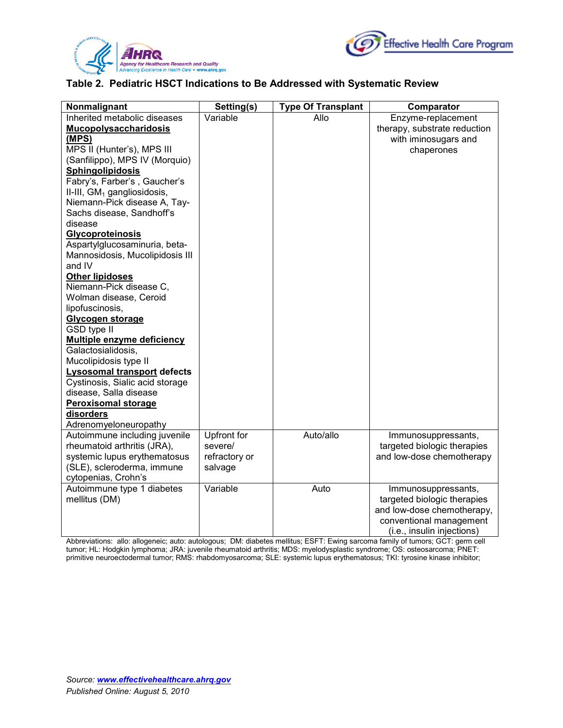**Table 2. Pediatric HSCT Indications to Be Addressed with Systematic Review**

| Nonmalignant | Setting(s) | Type Of Transplant | Comparator |
|---|---|---|---|
| Inherited metabolic diseases<br>**Mucopolysaccharidosis (MPS)**<br>MPS II (Hunter's), MPS III (Sanfilippo), MPS IV (Morquio)<br>**Sphingolipidosis**<br>Fabry's, Farber's , Gaucher's II-III, $GM_1$ gangliosidosis, Niemann-Pick disease A, Tay-Sachs disease, Sandhoff's disease<br>**Glycoproteinosis**<br>Aspartylglucosaminuria, beta-Mannosidosis, Mucolipidosis III and IV<br>**Other lipidoses**<br>Niemann-Pick disease C, Wolman disease, Ceroid lipofuscinosis,<br>**Glycogen storage**<br>GSD type II<br>**Multiple enzyme deficiency**<br>Galactosialidosis, Mucolipidosis type II<br>**Lysosomal transport defects**<br>Cystinosis, Sialic acid storage disease, Salla disease<br>**Peroxisomal storage disorders**<br>Adrenomyeloneuropathy | Variable | Allo | Enzyme-replacement therapy, substrate reduction with iminosugars and chaperones |
| Autoimmune including juvenile rheumatoid arthritis (JRA), systemic lupus erythematosus (SLE), scleroderma, immune cytopenias, Crohn's | Upfront for severe/ refractory or salvage | Auto/allo | Immunosuppressants, targeted biologic therapies and low-dose chemotherapy |
| Autoimmune type 1 diabetes mellitus (DM) | Variable | Auto | Immunosuppressants, targeted biologic therapies and low-dose chemotherapy, conventional management (i.e., insulin injections) |

Abbreviations: allo: allogeneic; auto: autologous; DM: diabetes mellitus; ESFT: Ewing sarcoma family of tumors; GCT: germ cell tumor; HL: Hodgkin lymphoma; JRA: juvenile rheumatoid arthritis; MDS: myelodysplastic syndrome; OS: osteosarcoma; PNET: primitive neuroectodermal tumor; RMS: rhabdomyosarcoma; SLE: systemic lupus erythematosus; TKI: tyrosine kinase inhibitor;

*Source: www.effectivehealthcare.ahrq.gov*
*Published Online: August 5, 2010*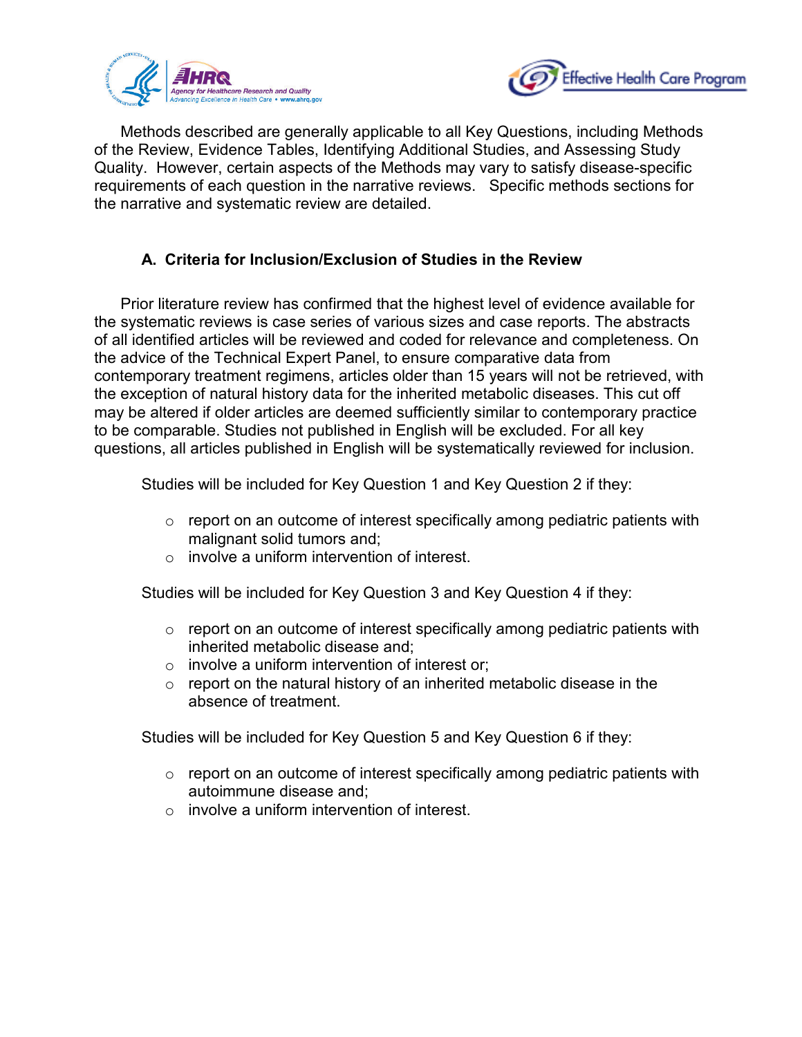Methods described are generally applicable to all Key Questions, including Methods of the Review, Evidence Tables, Identifying Additional Studies, and Assessing Study Quality. However, certain aspects of the Methods may vary to satisfy disease-specific requirements of each question in the narrative reviews. Specific methods sections for the narrative and systematic review are detailed.

### A. Criteria for Inclusion/Exclusion of Studies in the Review

Prior literature review has confirmed that the highest level of evidence available for the systematic reviews is case series of various sizes and case reports. The abstracts of all identified articles will be reviewed and coded for relevance and completeness. On the advice of the Technical Expert Panel, to ensure comparative data from contemporary treatment regimens, articles older than 15 years will not be retrieved, with the exception of natural history data for the inherited metabolic diseases. This cut off may be altered if older articles are deemed sufficiently similar to contemporary practice to be comparable. Studies not published in English will be excluded. For all key questions, all articles published in English will be systematically reviewed for inclusion.

Studies will be included for Key Question 1 and Key Question 2 if they:

- report on an outcome of interest specifically among pediatric patients with malignant solid tumors and;
- involve a uniform intervention of interest.

Studies will be included for Key Question 3 and Key Question 4 if they:

- report on an outcome of interest specifically among pediatric patients with inherited metabolic disease and;
- involve a uniform intervention of interest or;
- report on the natural history of an inherited metabolic disease in the absence of treatment.

Studies will be included for Key Question 5 and Key Question 6 if they:

- report on an outcome of interest specifically among pediatric patients with autoimmune disease and;
- involve a uniform intervention of interest.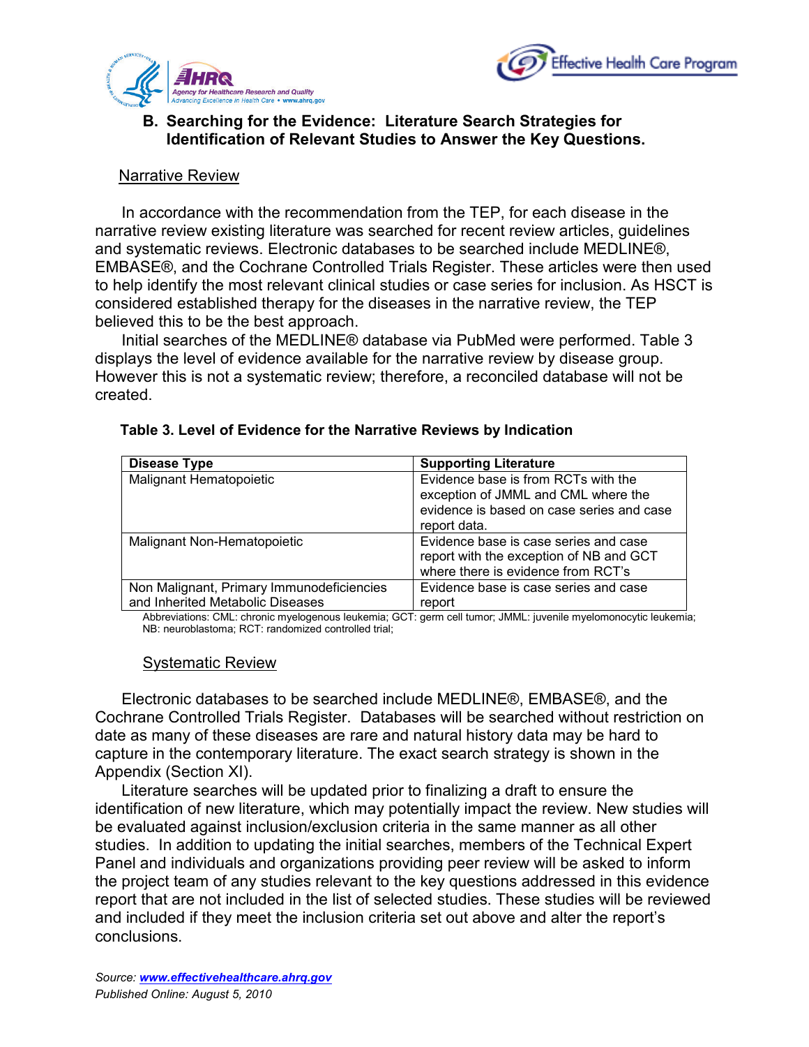## B. Searching for the Evidence: Literature Search Strategies for Identification of Relevant Studies to Answer the Key Questions.

### Narrative Review

In accordance with the recommendation from the TEP, for each disease in the narrative review existing literature was searched for recent review articles, guidelines and systematic reviews. Electronic databases to be searched include MEDLINE®, EMBASE®, and the Cochrane Controlled Trials Register. These articles were then used to help identify the most relevant clinical studies or case series for inclusion. As HSCT is considered established therapy for the diseases in the narrative review, the TEP believed this to be the best approach.

Initial searches of the MEDLINE® database via PubMed were performed. Table 3 displays the level of evidence available for the narrative review by disease group. However this is not a systematic review; therefore, a reconciled database will not be created.

**Table 3. Level of Evidence for the Narrative Reviews by Indication**

| Disease Type | Supporting Literature |
|---|---|
| Malignant Hematopoietic | Evidence base is from RCTs with the exception of JMML and CML where the evidence is based on case series and case report data. |
| Malignant Non-Hematopoietic | Evidence base is case series and case report with the exception of NB and GCT where there is evidence from RCT's |
| Non Malignant, Primary Immunodeficiencies and Inherited Metabolic Diseases | Evidence base is case series and case report |

Abbreviations: CML: chronic myelogenous leukemia; GCT: germ cell tumor; JMML: juvenile myelomonocytic leukemia; NB: neuroblastoma; RCT: randomized controlled trial;

### Systematic Review

Electronic databases to be searched include MEDLINE®, EMBASE®, and the Cochrane Controlled Trials Register. Databases will be searched without restriction on date as many of these diseases are rare and natural history data may be hard to capture in the contemporary literature. The exact search strategy is shown in the Appendix (Section XI).

Literature searches will be updated prior to finalizing a draft to ensure the identification of new literature, which may potentially impact the review. New studies will be evaluated against inclusion/exclusion criteria in the same manner as all other studies. In addition to updating the initial searches, members of the Technical Expert Panel and individuals and organizations providing peer review will be asked to inform the project team of any studies relevant to the key questions addressed in this evidence report that are not included in the list of selected studies. These studies will be reviewed and included if they meet the inclusion criteria set out above and alter the report's conclusions.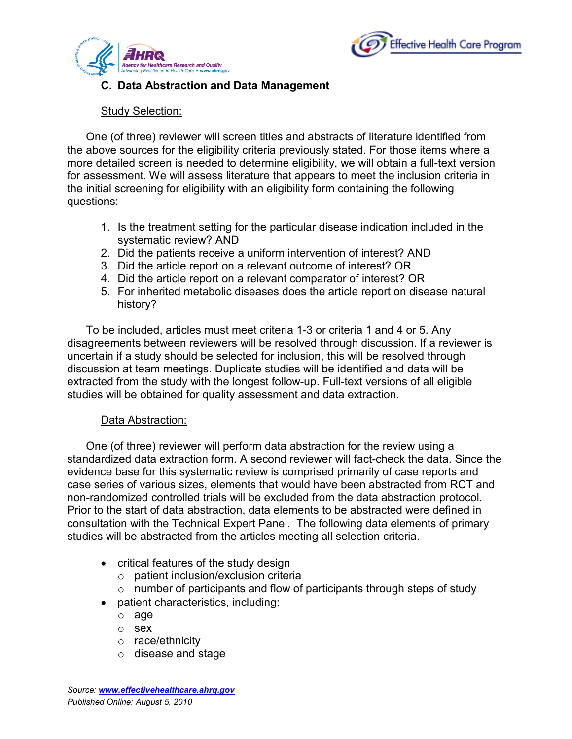### C. Data Abstraction and Data Management

Study Selection:

One (of three) reviewer will screen titles and abstracts of literature identified from the above sources for the eligibility criteria previously stated. For those items where a more detailed screen is needed to determine eligibility, we will obtain a full-text version for assessment. We will assess literature that appears to meet the inclusion criteria in the initial screening for eligibility with an eligibility form containing the following questions:

1. Is the treatment setting for the particular disease indication included in the systematic review? AND
2. Did the patients receive a uniform intervention of interest? AND
3. Did the article report on a relevant outcome of interest? OR
4. Did the article report on a relevant comparator of interest? OR
5. For inherited metabolic diseases does the article report on disease natural history?

To be included, articles must meet criteria 1-3 or criteria 1 and 4 or 5. Any disagreements between reviewers will be resolved through discussion. If a reviewer is uncertain if a study should be selected for inclusion, this will be resolved through discussion at team meetings. Duplicate studies will be identified and data will be extracted from the study with the longest follow-up. Full-text versions of all eligible studies will be obtained for quality assessment and data extraction.

Data Abstraction:

One (of three) reviewer will perform data abstraction for the review using a standardized data extraction form. A second reviewer will fact-check the data. Since the evidence base for this systematic review is comprised primarily of case reports and case series of various sizes, elements that would have been abstracted from RCT and non-randomized controlled trials will be excluded from the data abstraction protocol. Prior to the start of data abstraction, data elements to be abstracted were defined in consultation with the Technical Expert Panel. The following data elements of primary studies will be abstracted from the articles meeting all selection criteria.

- critical features of the study design
  - patient inclusion/exclusion criteria
  - number of participants and flow of participants through steps of study
- patient characteristics, including:
  - age
  - sex
  - race/ethnicity
  - disease and stage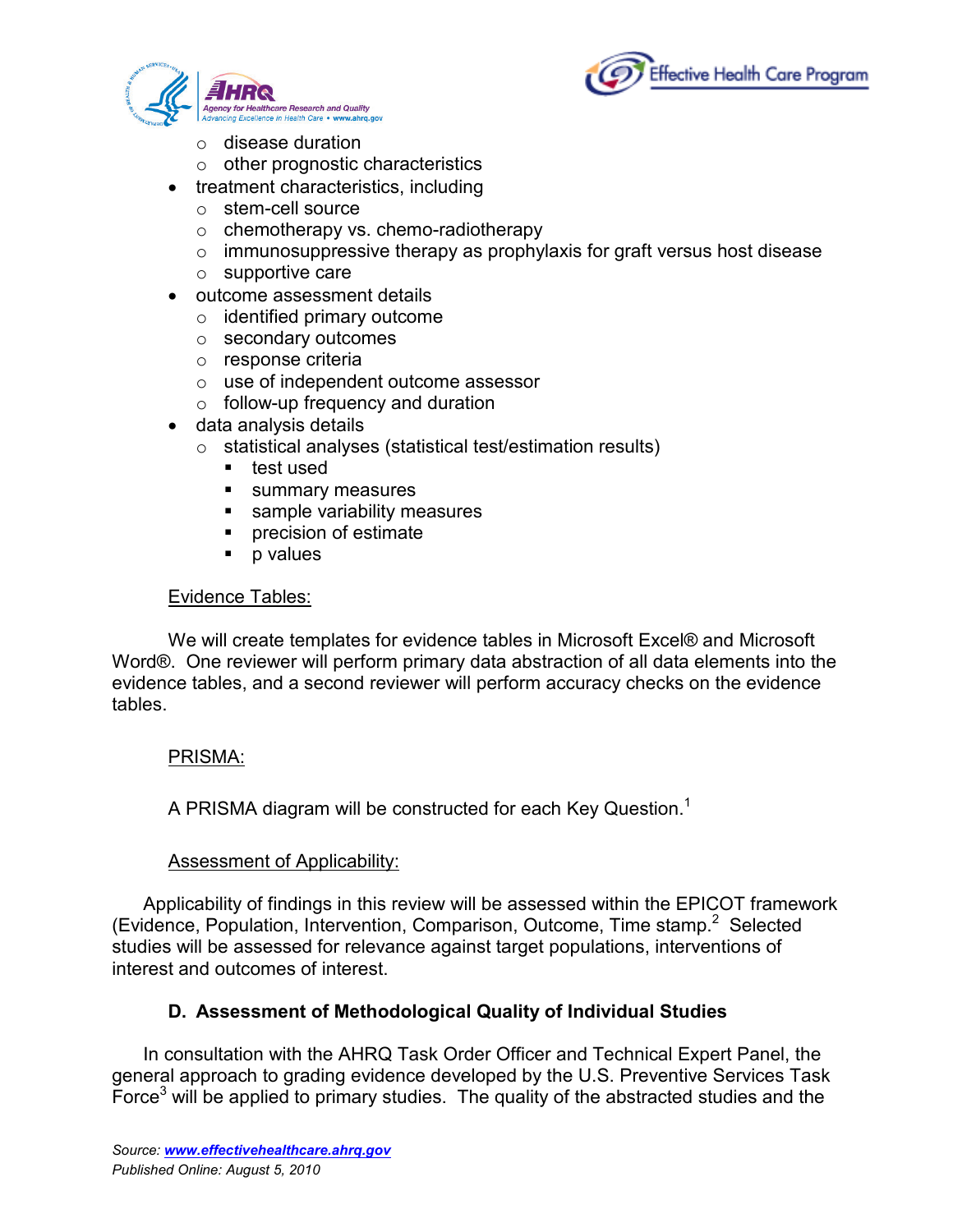- disease duration
  - other prognostic characteristics
- treatment characteristics, including
  - stem-cell source
  - chemotherapy vs. chemo-radiotherapy
  - immunosuppressive therapy as prophylaxis for graft versus host disease
  - supportive care
- outcome assessment details
  - identified primary outcome
  - secondary outcomes
  - response criteria
  - use of independent outcome assessor
  - follow-up frequency and duration
- data analysis details
  - statistical analyses (statistical test/estimation results)
    - test used
    - summary measures
    - sample variability measures
    - precision of estimate
    - p values

Evidence Tables:

We will create templates for evidence tables in Microsoft Excel® and Microsoft Word®. One reviewer will perform primary data abstraction of all data elements into the evidence tables, and a second reviewer will perform accuracy checks on the evidence tables.

PRISMA:

A PRISMA diagram will be constructed for each Key Question.[1]

Assessment of Applicability:

Applicability of findings in this review will be assessed within the EPICOT framework (Evidence, Population, Intervention, Comparison, Outcome, Time stamp.[2] Selected studies will be assessed for relevance against target populations, interventions of interest and outcomes of interest.

### D. Assessment of Methodological Quality of Individual Studies

In consultation with the AHRQ Task Order Officer and Technical Expert Panel, the general approach to grading evidence developed by the U.S. Preventive Services Task Force[3] will be applied to primary studies. The quality of the abstracted studies and the

*Source: www.effectivehealthcare.ahrq.gov*
*Published Online: August 5, 2010*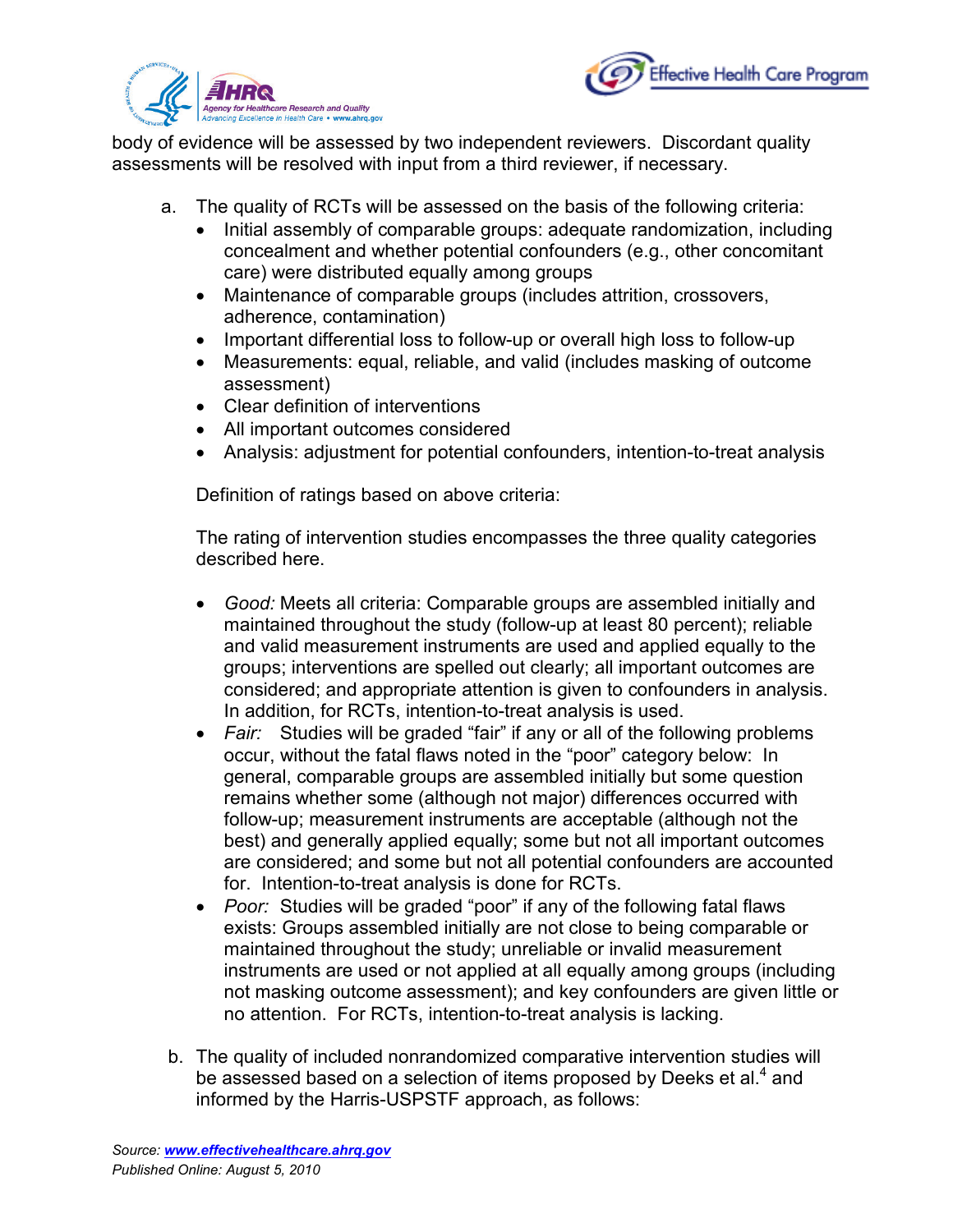body of evidence will be assessed by two independent reviewers. Discordant quality assessments will be resolved with input from a third reviewer, if necessary.

a. The quality of RCTs will be assessed on the basis of the following criteria:
   - Initial assembly of comparable groups: adequate randomization, including concealment and whether potential confounders (e.g., other concomitant care) were distributed equally among groups
   - Maintenance of comparable groups (includes attrition, crossovers, adherence, contamination)
   - Important differential loss to follow-up or overall high loss to follow-up
   - Measurements: equal, reliable, and valid (includes masking of outcome assessment)
   - Clear definition of interventions
   - All important outcomes considered
   - Analysis: adjustment for potential confounders, intention-to-treat analysis

   Definition of ratings based on above criteria:

   The rating of intervention studies encompasses the three quality categories described here.

   - *Good:* Meets all criteria: Comparable groups are assembled initially and maintained throughout the study (follow-up at least 80 percent); reliable and valid measurement instruments are used and applied equally to the groups; interventions are spelled out clearly; all important outcomes are considered; and appropriate attention is given to confounders in analysis. In addition, for RCTs, intention-to-treat analysis is used.
   - *Fair:* Studies will be graded "fair" if any or all of the following problems occur, without the fatal flaws noted in the "poor" category below: In general, comparable groups are assembled initially but some question remains whether some (although not major) differences occurred with follow-up; measurement instruments are acceptable (although not the best) and generally applied equally; some but not all important outcomes are considered; and some but not all potential confounders are accounted for. Intention-to-treat analysis is done for RCTs.
   - *Poor:* Studies will be graded "poor" if any of the following fatal flaws exists: Groups assembled initially are not close to being comparable or maintained throughout the study; unreliable or invalid measurement instruments are used or not applied at all equally among groups (including not masking outcome assessment); and key confounders are given little or no attention. For RCTs, intention-to-treat analysis is lacking.

b. The quality of included nonrandomized comparative intervention studies will be assessed based on a selection of items proposed by Deeks et al.[4] and informed by the Harris-USPSTF approach, as follows: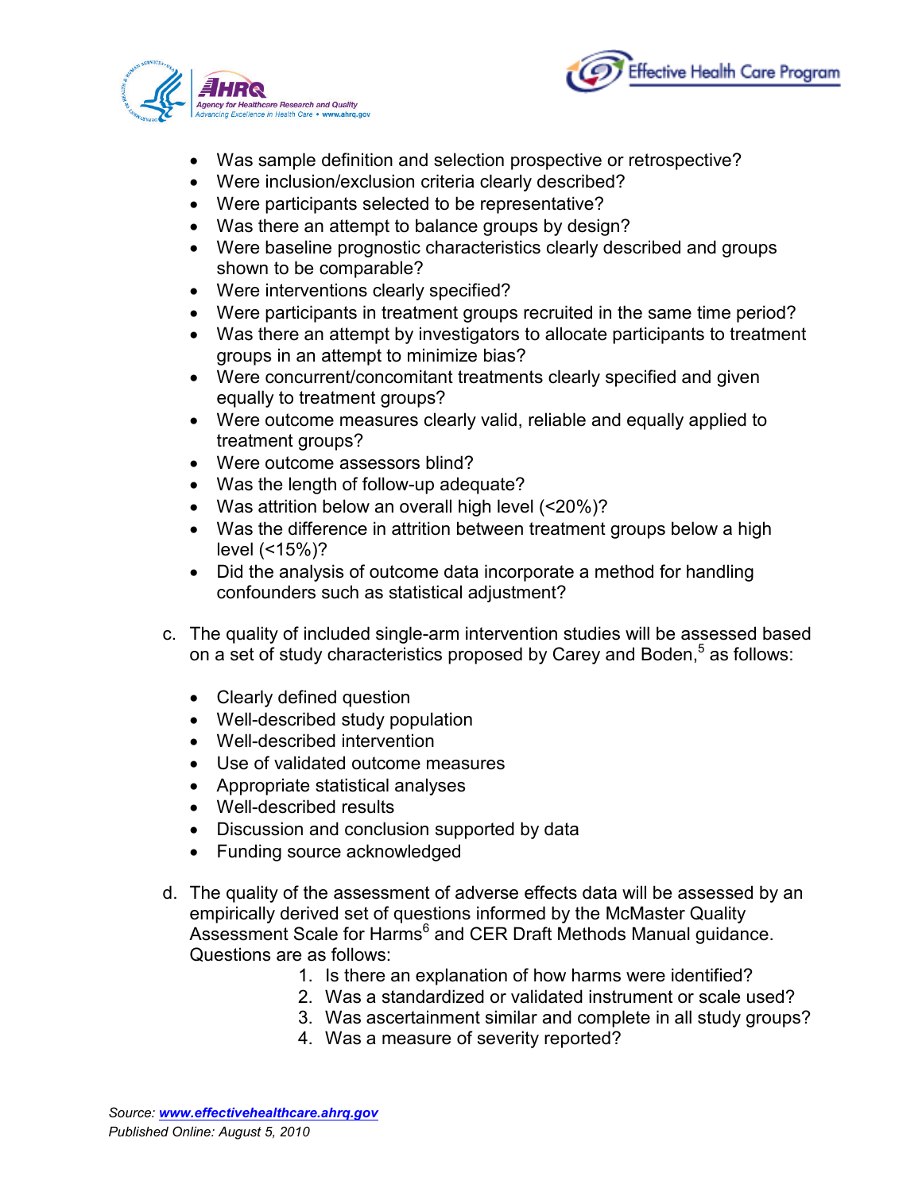- Was sample definition and selection prospective or retrospective?
- Were inclusion/exclusion criteria clearly described?
- Were participants selected to be representative?
- Was there an attempt to balance groups by design?
- Were baseline prognostic characteristics clearly described and groups shown to be comparable?
- Were interventions clearly specified?
- Were participants in treatment groups recruited in the same time period?
- Was there an attempt by investigators to allocate participants to treatment groups in an attempt to minimize bias?
- Were concurrent/concomitant treatments clearly specified and given equally to treatment groups?
- Were outcome measures clearly valid, reliable and equally applied to treatment groups?
- Were outcome assessors blind?
- Was the length of follow-up adequate?
- Was attrition below an overall high level (<20%)?
- Was the difference in attrition between treatment groups below a high level (<15%)?
- Did the analysis of outcome data incorporate a method for handling confounders such as statistical adjustment?

c. The quality of included single-arm intervention studies will be assessed based on a set of study characteristics proposed by Carey and Boden,[5] as follows:

- Clearly defined question
- Well-described study population
- Well-described intervention
- Use of validated outcome measures
- Appropriate statistical analyses
- Well-described results
- Discussion and conclusion supported by data
- Funding source acknowledged

d. The quality of the assessment of adverse effects data will be assessed by an empirically derived set of questions informed by the McMaster Quality Assessment Scale for Harms[6] and CER Draft Methods Manual guidance. Questions are as follows:

1. Is there an explanation of how harms were identified?
2. Was a standardized or validated instrument or scale used?
3. Was ascertainment similar and complete in all study groups?
4. Was a measure of severity reported?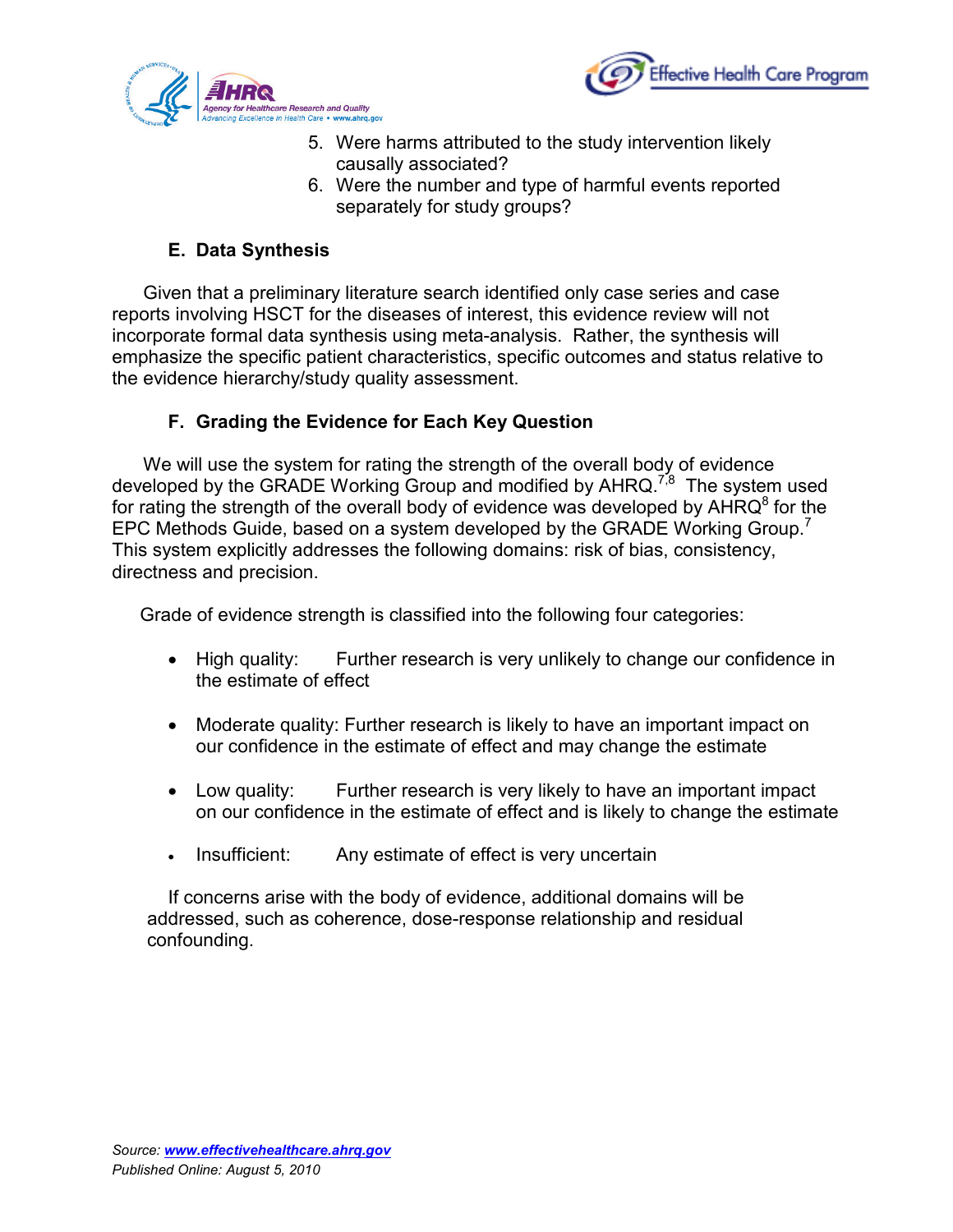5. Were harms attributed to the study intervention likely causally associated?
6. Were the number and type of harmful events reported separately for study groups?

### E. Data Synthesis

Given that a preliminary literature search identified only case series and case reports involving HSCT for the diseases of interest, this evidence review will not incorporate formal data synthesis using meta-analysis. Rather, the synthesis will emphasize the specific patient characteristics, specific outcomes and status relative to the evidence hierarchy/study quality assessment.

### F. Grading the Evidence for Each Key Question

We will use the system for rating the strength of the overall body of evidence developed by the GRADE Working Group and modified by AHRQ.[7,8] The system used for rating the strength of the overall body of evidence was developed by AHRQ[8] for the EPC Methods Guide, based on a system developed by the GRADE Working Group.[7] This system explicitly addresses the following domains: risk of bias, consistency, directness and precision.

Grade of evidence strength is classified into the following four categories:

- High quality: Further research is very unlikely to change our confidence in the estimate of effect
- Moderate quality: Further research is likely to have an important impact on our confidence in the estimate of effect and may change the estimate
- Low quality: Further research is very likely to have an important impact on our confidence in the estimate of effect and is likely to change the estimate
- Insufficient: Any estimate of effect is very uncertain

If concerns arise with the body of evidence, additional domains will be addressed, such as coherence, dose-response relationship and residual confounding.

*Source: www.effectivehealthcare.ahrq.gov*
*Published Online: August 5, 2010*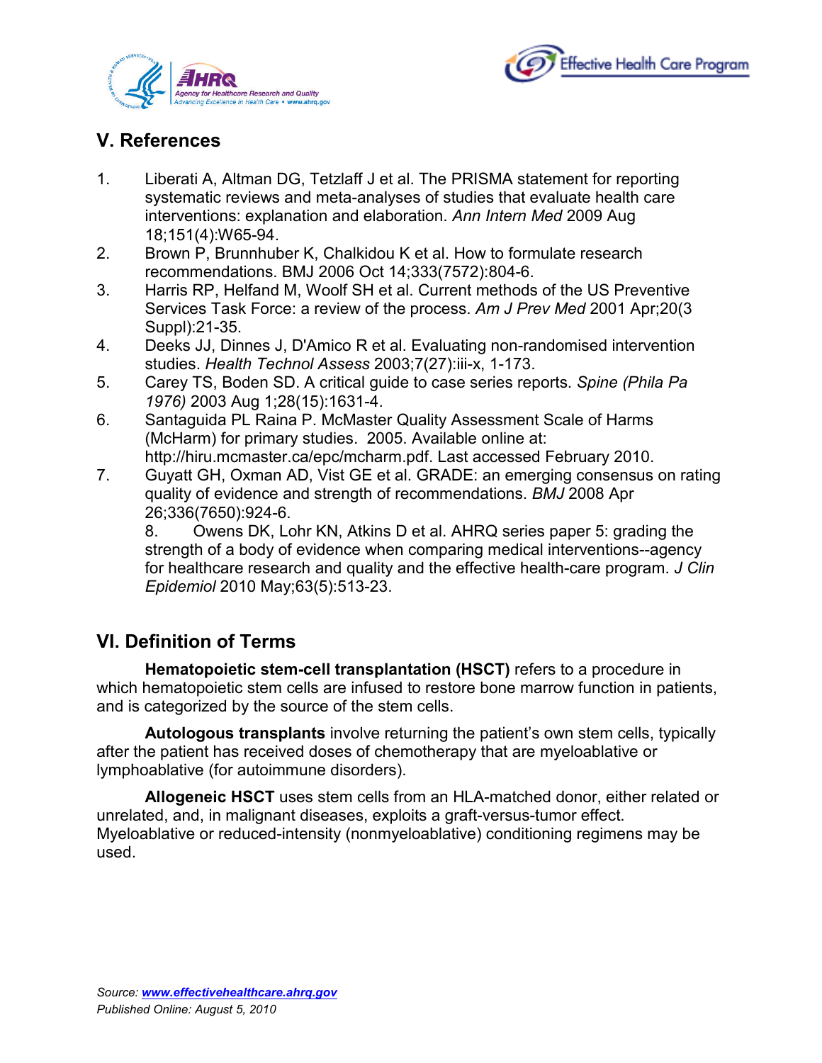## V. References

1. Liberati A, Altman DG, Tetzlaff J et al. The PRISMA statement for reporting systematic reviews and meta-analyses of studies that evaluate health care interventions: explanation and elaboration. *Ann Intern Med* 2009 Aug 18;151(4):W65-94.
2. Brown P, Brunnhuber K, Chalkidou K et al. How to formulate research recommendations. BMJ 2006 Oct 14;333(7572):804-6.
3. Harris RP, Helfand M, Woolf SH et al. Current methods of the US Preventive Services Task Force: a review of the process. *Am J Prev Med* 2001 Apr;20(3 Suppl):21-35.
4. Deeks JJ, Dinnes J, D'Amico R et al. Evaluating non-randomised intervention studies. *Health Technol Assess* 2003;7(27):iii-x, 1-173.
5. Carey TS, Boden SD. A critical guide to case series reports. *Spine (Phila Pa 1976)* 2003 Aug 1;28(15):1631-4.
6. Santaguida PL Raina P. McMaster Quality Assessment Scale of Harms (McHarm) for primary studies. 2005. Available online at: http://hiru.mcmaster.ca/epc/mcharm.pdf. Last accessed February 2010.
7. Guyatt GH, Oxman AD, Vist GE et al. GRADE: an emerging consensus on rating quality of evidence and strength of recommendations. *BMJ* 2008 Apr 26;336(7650):924-6.
8. Owens DK, Lohr KN, Atkins D et al. AHRQ series paper 5: grading the strength of a body of evidence when comparing medical interventions--agency for healthcare research and quality and the effective health-care program. *J Clin Epidemiol* 2010 May;63(5):513-23.

## VI. Definition of Terms

**Hematopoietic stem-cell transplantation (HSCT)** refers to a procedure in which hematopoietic stem cells are infused to restore bone marrow function in patients, and is categorized by the source of the stem cells.

**Autologous transplants** involve returning the patient's own stem cells, typically after the patient has received doses of chemotherapy that are myeloablative or lymphoablative (for autoimmune disorders).

**Allogeneic HSCT** uses stem cells from an HLA-matched donor, either related or unrelated, and, in malignant diseases, exploits a graft-versus-tumor effect. Myeloablative or reduced-intensity (nonmyeloablative) conditioning regimens may be used.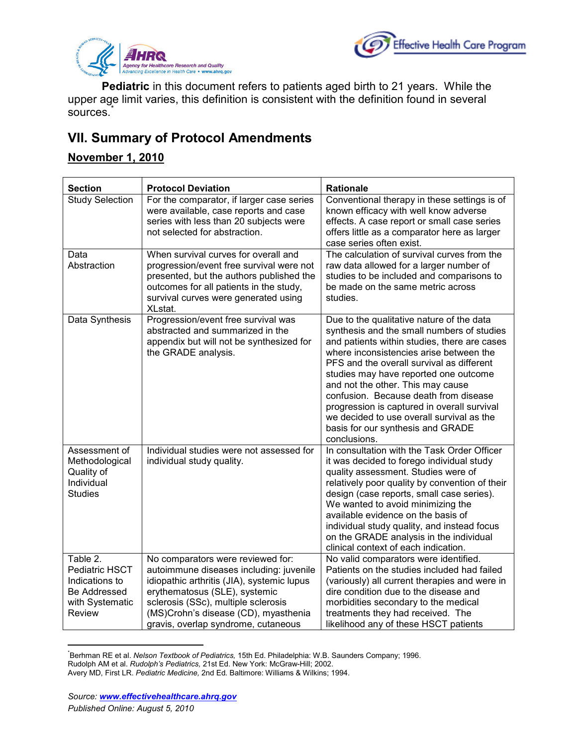**Pediatric** in this document refers to patients aged birth to 21 years. While the upper age limit varies, this definition is consistent with the definition found in several sources.*

## VII. Summary of Protocol Amendments

### November 1, 2010

| Section | Protocol Deviation | Rationale |
|---|---|---|
| Study Selection | For the comparator, if larger case series were available, case reports and case series with less than 20 subjects were not selected for abstraction. | Conventional therapy in these settings is of known efficacy with well know adverse effects. A case report or small case series offers little as a comparator here as larger case series often exist. |
| Data Abstraction | When survival curves for overall and progression/event free survival were not presented, but the authors published the outcomes for all patients in the study, survival curves were generated using XLstat. | The calculation of survival curves from the raw data allowed for a larger number of studies to be included and comparisons to be made on the same metric across studies. |
| Data Synthesis | Progression/event free survival was abstracted and summarized in the appendix but will not be synthesized for the GRADE analysis. | Due to the qualitative nature of the data synthesis and the small numbers of studies and patients within studies, there are cases where inconsistencies arise between the PFS and the overall survival as different studies may have reported one outcome and not the other. This may cause confusion. Because death from disease progression is captured in overall survival we decided to use overall survival as the basis for our synthesis and GRADE conclusions. |
| Assessment of Methodological Quality of Individual Studies | Individual studies were not assessed for individual study quality. | In consultation with the Task Order Officer it was decided to forego individual study quality assessment. Studies were of relatively poor quality by convention of their design (case reports, small case series). We wanted to avoid minimizing the available evidence on the basis of individual study quality, and instead focus on the GRADE analysis in the individual clinical context of each indication. |
| Table 2. Pediatric HSCT Indications to Be Addressed with Systematic Review | No comparators were reviewed for: autoimmune diseases including: juvenile idiopathic arthritis (JIA), systemic lupus erythematosus (SLE), systemic sclerosis (SSc), multiple sclerosis (MS)Crohn's disease (CD), myasthenia gravis, overlap syndrome, cutaneous | No valid comparators were identified. Patients on the studies included had failed (variously) all current therapies and were in dire condition due to the disease and morbidities secondary to the medical treatments they had received. The likelihood any of these HSCT patients |

*Berhman RE et al. *Nelson Textbook of Pediatrics,* 15th Ed. Philadelphia: W.B. Saunders Company; 1996.
Rudolph AM et al. *Rudolph's Pediatrics,* 21st Ed. New York: McGraw-Hill; 2002.
Avery MD, First LR. *Pediatric Medicine,* 2nd Ed. Baltimore: Williams & Wilkins; 1994.

*Source: www.effectivehealthcare.ahrq.gov*
*Published Online: August 5, 2010*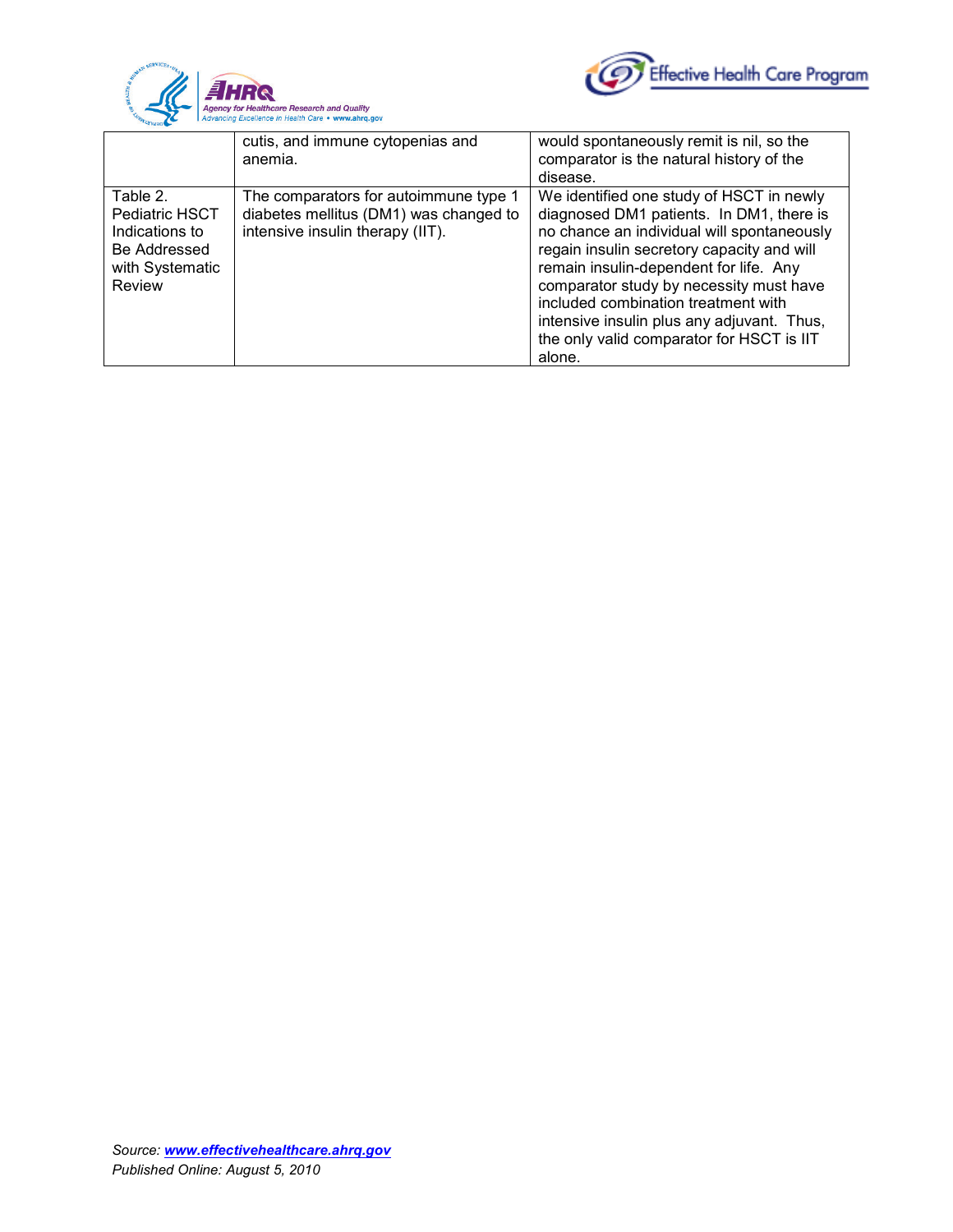| | | |
|---|---|---|
| | cutis, and immune cytopenias and anemia. | would spontaneously remit is nil, so the comparator is the natural history of the disease. |
| Table 2. Pediatric HSCT Indications to Be Addressed with Systematic Review | The comparators for autoimmune type 1 diabetes mellitus (DM1) was changed to intensive insulin therapy (IIT). | We identified one study of HSCT in newly diagnosed DM1 patients. In DM1, there is no chance an individual will spontaneously regain insulin secretory capacity and will remain insulin-dependent for life. Any comparator study by necessity must have included combination treatment with intensive insulin plus any adjuvant. Thus, the only valid comparator for HSCT is IIT alone. |

*Source: **www.effectivehealthcare.ahrq.gov***
*Published Online: August 5, 2010*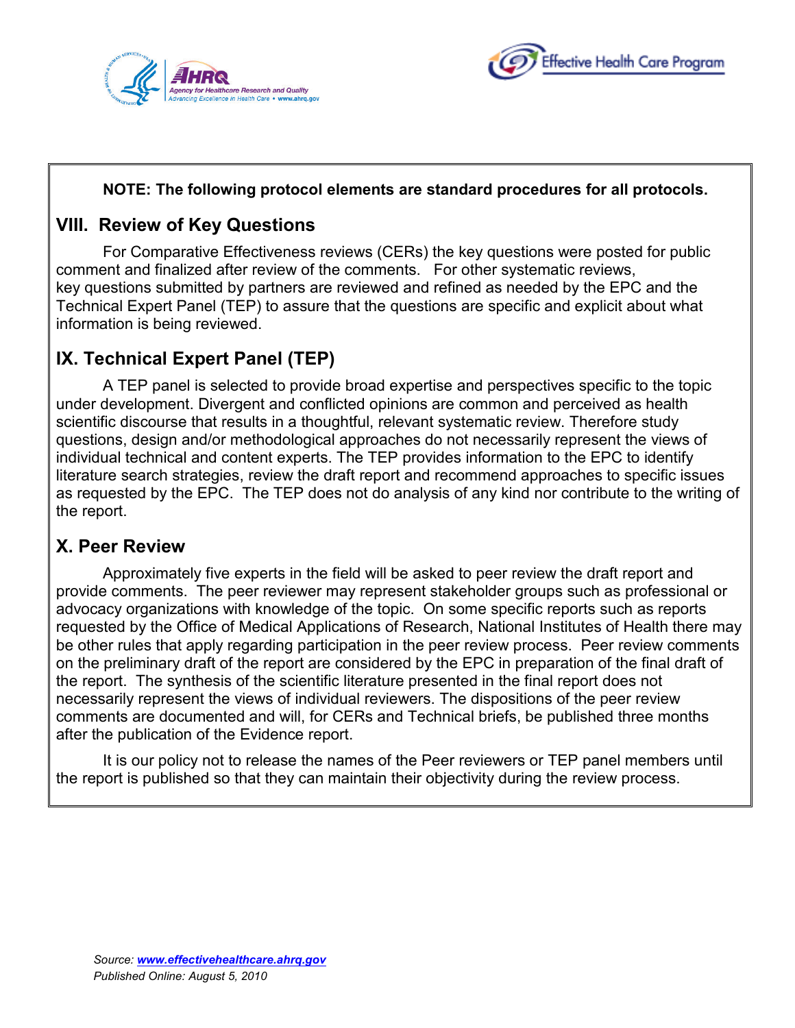**NOTE: The following protocol elements are standard procedures for all protocols.**

## VIII. Review of Key Questions

For Comparative Effectiveness reviews (CERs) the key questions were posted for public comment and finalized after review of the comments. For other systematic reviews, key questions submitted by partners are reviewed and refined as needed by the EPC and the Technical Expert Panel (TEP) to assure that the questions are specific and explicit about what information is being reviewed.

## IX. Technical Expert Panel (TEP)

A TEP panel is selected to provide broad expertise and perspectives specific to the topic under development. Divergent and conflicted opinions are common and perceived as health scientific discourse that results in a thoughtful, relevant systematic review. Therefore study questions, design and/or methodological approaches do not necessarily represent the views of individual technical and content experts. The TEP provides information to the EPC to identify literature search strategies, review the draft report and recommend approaches to specific issues as requested by the EPC. The TEP does not do analysis of any kind nor contribute to the writing of the report.

## X. Peer Review

Approximately five experts in the field will be asked to peer review the draft report and provide comments. The peer reviewer may represent stakeholder groups such as professional or advocacy organizations with knowledge of the topic. On some specific reports such as reports requested by the Office of Medical Applications of Research, National Institutes of Health there may be other rules that apply regarding participation in the peer review process. Peer review comments on the preliminary draft of the report are considered by the EPC in preparation of the final draft of the report. The synthesis of the scientific literature presented in the final report does not necessarily represent the views of individual reviewers. The dispositions of the peer review comments are documented and will, for CERs and Technical briefs, be published three months after the publication of the Evidence report.

It is our policy not to release the names of the Peer reviewers or TEP panel members until the report is published so that they can maintain their objectivity during the review process.

*Source: www.effectivehealthcare.ahrq.gov*
*Published Online: August 5, 2010*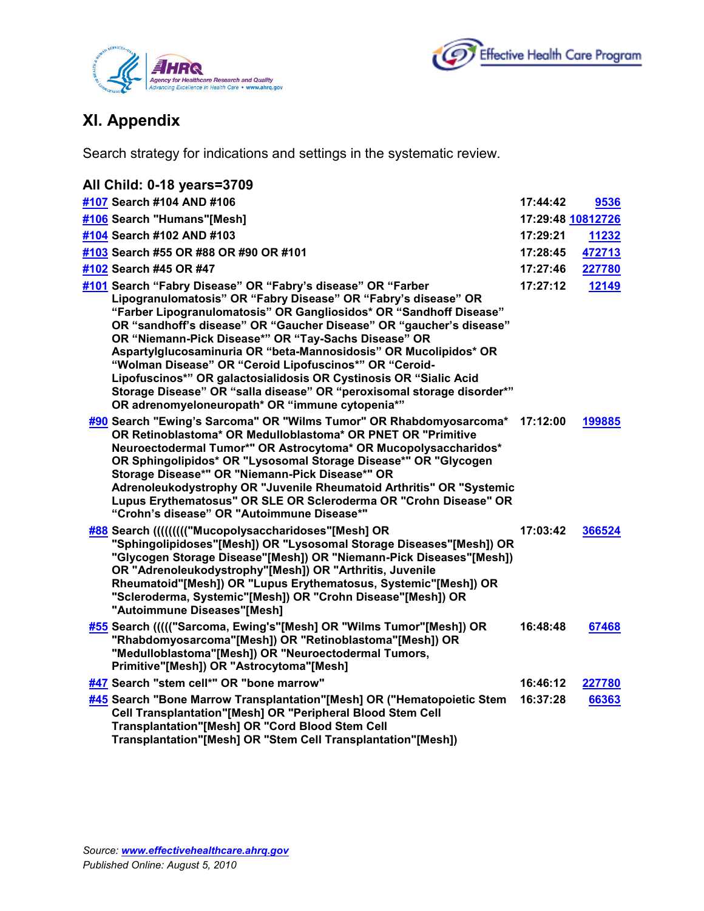# XI. Appendix

Search strategy for indications and settings in the systematic review.

### All Child: 0-18 years=3709

| | | | |
|---|---|---|---|
| #107 | Search #104 AND #106 | 17:44:42 | 9536 |
| #106 | Search "Humans"[Mesh] | 17:29:48 | 10812726 |
| #104 | Search #102 AND #103 | 17:29:21 | 11232 |
| #103 | Search #55 OR #88 OR #90 OR #101 | 17:28:45 | 472713 |
| #102 | Search #45 OR #47 | 17:27:46 | 227780 |
| #101 | Search “Fabry Disease” OR “Fabry’s disease” OR “Farber Lipogranulomatosis” OR “Fabry Disease” OR “Fabry’s disease” OR “Farber Lipogranulomatosis” OR Gangliosidos* OR “Sandhoff Disease” OR “sandhoff’s disease” OR “Gaucher Disease” OR “gaucher’s disease” OR “Niemann-Pick Disease*” OR “Tay-Sachs Disease” OR Aspartylglucosaminuria OR “beta-Mannosidosis” OR Mucolipidos* OR “Wolman Disease” OR “Ceroid Lipofuscinos*” OR “Ceroid-Lipofuscinos*” OR galactosialidosis OR Cystinosis OR “Sialic Acid Storage Disease” OR “salla disease” OR “peroxisomal storage disorder*” OR adrenomyeloneuropath* OR “immune cytopenia*” | 17:27:12 | 12149 |
| #90 | Search "Ewing’s Sarcoma" OR "Wilms Tumor" OR Rhabdomyosarcoma* OR Retinoblastoma* OR Medulloblastoma* OR PNET OR "Primitive Neuroectodermal Tumor*" OR Astrocytoma* OR Mucopolysaccharidos* OR Sphingolipidos* OR "Lysosomal Storage Disease*" OR "Glycogen Storage Disease*" OR "Niemann-Pick Disease*" OR Adrenoleukodystrophy OR "Juvenile Rheumatoid Arthritis" OR "Systemic Lupus Erythematosus" OR SLE OR Scleroderma OR "Crohn Disease" OR “Crohn’s disease” OR "Autoimmune Disease*" | 17:12:00 | 199885 |
| #88 | Search (((((((("Mucopolysaccharidoses"[Mesh] OR "Sphingolipidoses"[Mesh]) OR "Lysosomal Storage Diseases"[Mesh]) OR "Glycogen Storage Disease"[Mesh]) OR "Niemann-Pick Diseases"[Mesh]) OR "Adrenoleukodystrophy"[Mesh]) OR "Arthritis, Juvenile Rheumatoid"[Mesh]) OR "Lupus Erythematosus, Systemic"[Mesh]) OR "Scleroderma, Systemic"[Mesh]) OR "Crohn Disease"[Mesh]) OR "Autoimmune Diseases"[Mesh] | 17:03:42 | 366524 |
| #55 | Search ((((("Sarcoma, Ewing's"[Mesh] OR "Wilms Tumor"[Mesh]) OR "Rhabdomyosarcoma"[Mesh]) OR "Retinoblastoma"[Mesh]) OR "Medulloblastoma"[Mesh]) OR "Neuroectodermal Tumors, Primitive"[Mesh]) OR "Astrocytoma"[Mesh] | 16:48:48 | 67468 |
| #47 | Search "stem cell*" OR "bone marrow" | 16:46:12 | 227780 |
| #45 | Search "Bone Marrow Transplantation"[Mesh] OR ("Hematopoietic Stem Cell Transplantation"[Mesh] OR "Peripheral Blood Stem Cell Transplantation"[Mesh] OR "Cord Blood Stem Cell Transplantation"[Mesh] OR "Stem Cell Transplantation"[Mesh]) | 16:37:28 | 66363 |

*Source: www.effectivehealthcare.ahrq.gov*
*Published Online: August 5, 2010*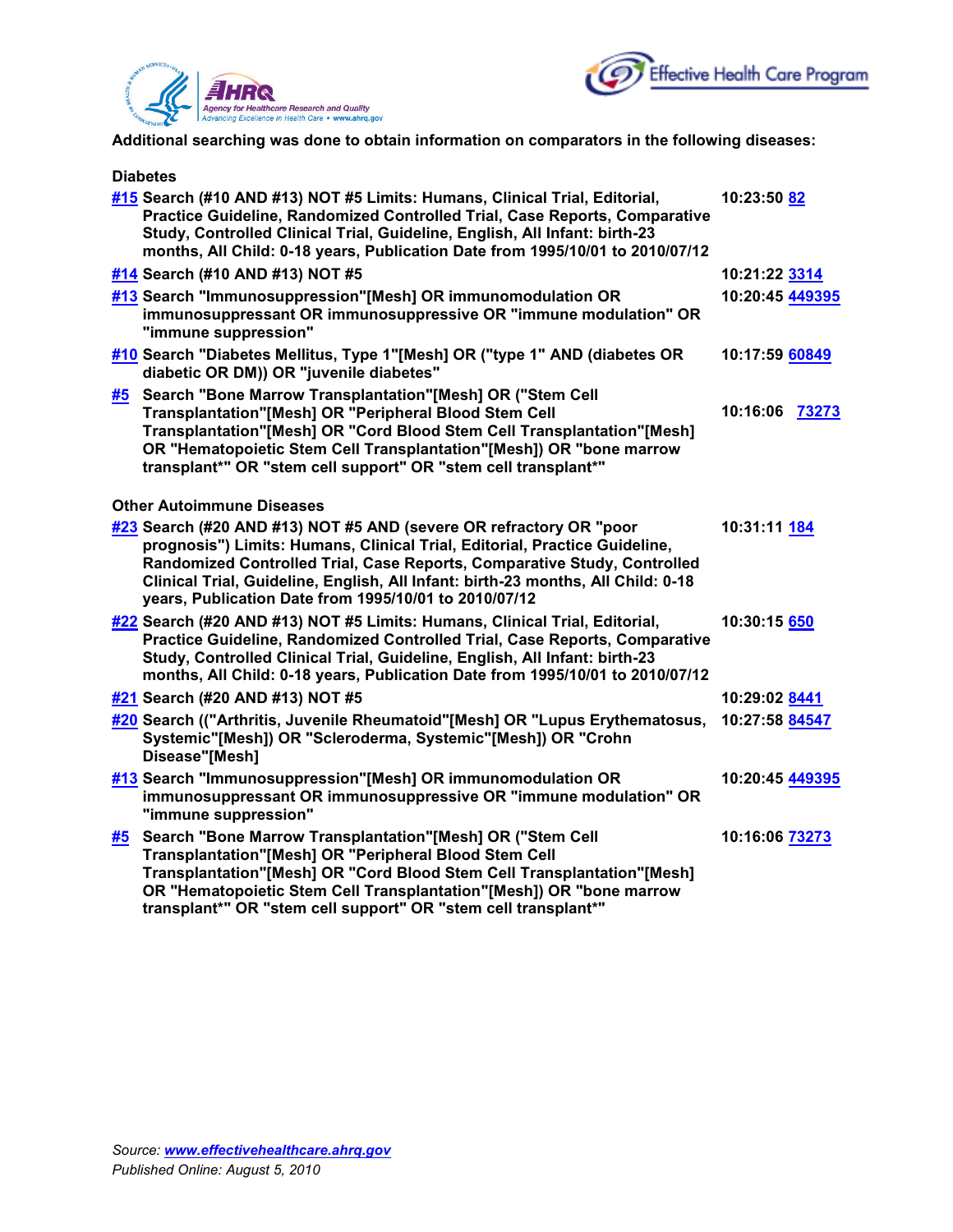**Additional searching was done to obtain information on comparators in the following diseases:**

**Diabetes**

| | | |
|---|---|---|
| #15 | Search (#10 AND #13) NOT #5 Limits: Humans, Clinical Trial, Editorial, Practice Guideline, Randomized Controlled Trial, Case Reports, Comparative Study, Controlled Clinical Trial, Guideline, English, All Infant: birth-23 months, All Child: 0-18 years, Publication Date from 1995/10/01 to 2010/07/12 | 10:23:50 82 |
| #14 | Search (#10 AND #13) NOT #5 | 10:21:22 3314 |
| #13 | Search "Immunosuppression"[Mesh] OR immunomodulation OR immunosuppressant OR immunosuppressive OR "immune modulation" OR "immune suppression" | 10:20:45 449395 |
| #10 | Search "Diabetes Mellitus, Type 1"[Mesh] OR ("type 1" AND (diabetes OR diabetic OR DM)) OR "juvenile diabetes" | 10:17:59 60849 |
| #5 | Search "Bone Marrow Transplantation"[Mesh] OR ("Stem Cell Transplantation"[Mesh] OR "Peripheral Blood Stem Cell Transplantation"[Mesh] OR "Cord Blood Stem Cell Transplantation"[Mesh] OR "Hematopoietic Stem Cell Transplantation"[Mesh]) OR "bone marrow transplant*" OR "stem cell support" OR "stem cell transplant*" | 10:16:06 73273 |

**Other Autoimmune Diseases**

| | | |
|---|---|---|
| #23 | Search (#20 AND #13) NOT #5 AND (severe OR refractory OR "poor prognosis") Limits: Humans, Clinical Trial, Editorial, Practice Guideline, Randomized Controlled Trial, Case Reports, Comparative Study, Controlled Clinical Trial, Guideline, English, All Infant: birth-23 months, All Child: 0-18 years, Publication Date from 1995/10/01 to 2010/07/12 | 10:31:11 184 |
| #22 | Search (#20 AND #13) NOT #5 Limits: Humans, Clinical Trial, Editorial, Practice Guideline, Randomized Controlled Trial, Case Reports, Comparative Study, Controlled Clinical Trial, Guideline, English, All Infant: birth-23 months, All Child: 0-18 years, Publication Date from 1995/10/01 to 2010/07/12 | 10:30:15 650 |
| #21 | Search (#20 AND #13) NOT #5 | 10:29:02 8441 |
| #20 | Search (("Arthritis, Juvenile Rheumatoid"[Mesh] OR "Lupus Erythematosus, Systemic"[Mesh]) OR "Scleroderma, Systemic"[Mesh]) OR "Crohn Disease"[Mesh] | 10:27:58 84547 |
| #13 | Search "Immunosuppression"[Mesh] OR immunomodulation OR immunosuppressant OR immunosuppressive OR "immune modulation" OR "immune suppression" | 10:20:45 449395 |
| #5 | Search "Bone Marrow Transplantation"[Mesh] OR ("Stem Cell Transplantation"[Mesh] OR "Peripheral Blood Stem Cell Transplantation"[Mesh] OR "Cord Blood Stem Cell Transplantation"[Mesh] OR "Hematopoietic Stem Cell Transplantation"[Mesh]) OR "bone marrow transplant*" OR "stem cell support" OR "stem cell transplant*" | 10:16:06 73273 |

*Source: www.effectivehealthcare.ahrq.gov*
*Published Online: August 5, 2010*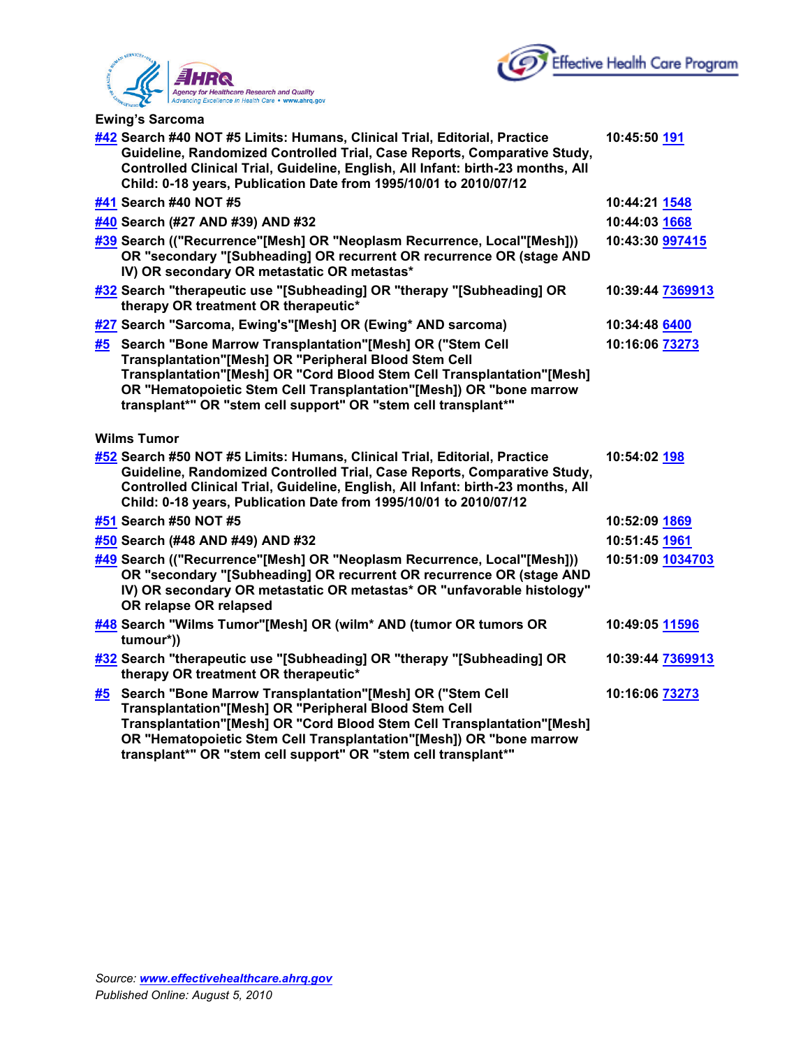**Ewing's Sarcoma**

| | | |
|---|---|---|
| #42 | Search #40 NOT #5 Limits: Humans, Clinical Trial, Editorial, Practice Guideline, Randomized Controlled Trial, Case Reports, Comparative Study, Controlled Clinical Trial, Guideline, English, All Infant: birth-23 months, All Child: 0-18 years, Publication Date from 1995/10/01 to 2010/07/12 | 10:45:50 191 |
| #41 | Search #40 NOT #5 | 10:44:21 1548 |
| #40 | Search (#27 AND #39) AND #32 | 10:44:03 1668 |
| #39 | Search (("Recurrence"[Mesh] OR "Neoplasm Recurrence, Local"[Mesh])) OR "secondary "[Subheading] OR recurrent OR recurrence OR (stage AND IV) OR secondary OR metastatic OR metastas* | 10:43:30 997415 |
| #32 | Search "therapeutic use "[Subheading] OR "therapy "[Subheading] OR therapy OR treatment OR therapeutic* | 10:39:44 7369913 |
| #27 | Search "Sarcoma, Ewing's"[Mesh] OR (Ewing* AND sarcoma) | 10:34:48 6400 |
| #5 | Search "Bone Marrow Transplantation"[Mesh] OR ("Stem Cell Transplantation"[Mesh] OR "Peripheral Blood Stem Cell Transplantation"[Mesh] OR "Cord Blood Stem Cell Transplantation"[Mesh] OR "Hematopoietic Stem Cell Transplantation"[Mesh]) OR "bone marrow transplant*" OR "stem cell support" OR "stem cell transplant*" | 10:16:06 73273 |

**Wilms Tumor**

| | | |
|---|---|---|
| #52 | Search #50 NOT #5 Limits: Humans, Clinical Trial, Editorial, Practice Guideline, Randomized Controlled Trial, Case Reports, Comparative Study, Controlled Clinical Trial, Guideline, English, All Infant: birth-23 months, All Child: 0-18 years, Publication Date from 1995/10/01 to 2010/07/12 | 10:54:02 198 |
| #51 | Search #50 NOT #5 | 10:52:09 1869 |
| #50 | Search (#48 AND #49) AND #32 | 10:51:45 1961 |
| #49 | Search (("Recurrence"[Mesh] OR "Neoplasm Recurrence, Local"[Mesh])) OR "secondary "[Subheading] OR recurrent OR recurrence OR (stage AND IV) OR secondary OR metastatic OR metastas* OR "unfavorable histology" OR relapse OR relapsed | 10:51:09 1034703 |
| #48 | Search "Wilms Tumor"[Mesh] OR (wilm* AND (tumor OR tumors OR tumour*)) | 10:49:05 11596 |
| #32 | Search "therapeutic use "[Subheading] OR "therapy "[Subheading] OR therapy OR treatment OR therapeutic* | 10:39:44 7369913 |
| #5 | Search "Bone Marrow Transplantation"[Mesh] OR ("Stem Cell Transplantation"[Mesh] OR "Peripheral Blood Stem Cell Transplantation"[Mesh] OR "Cord Blood Stem Cell Transplantation"[Mesh] OR "Hematopoietic Stem Cell Transplantation"[Mesh]) OR "bone marrow transplant*" OR "stem cell support" OR "stem cell transplant*" | 10:16:06 73273 |

*Source: www.effectivehealthcare.ahrq.gov*
*Published Online: August 5, 2010*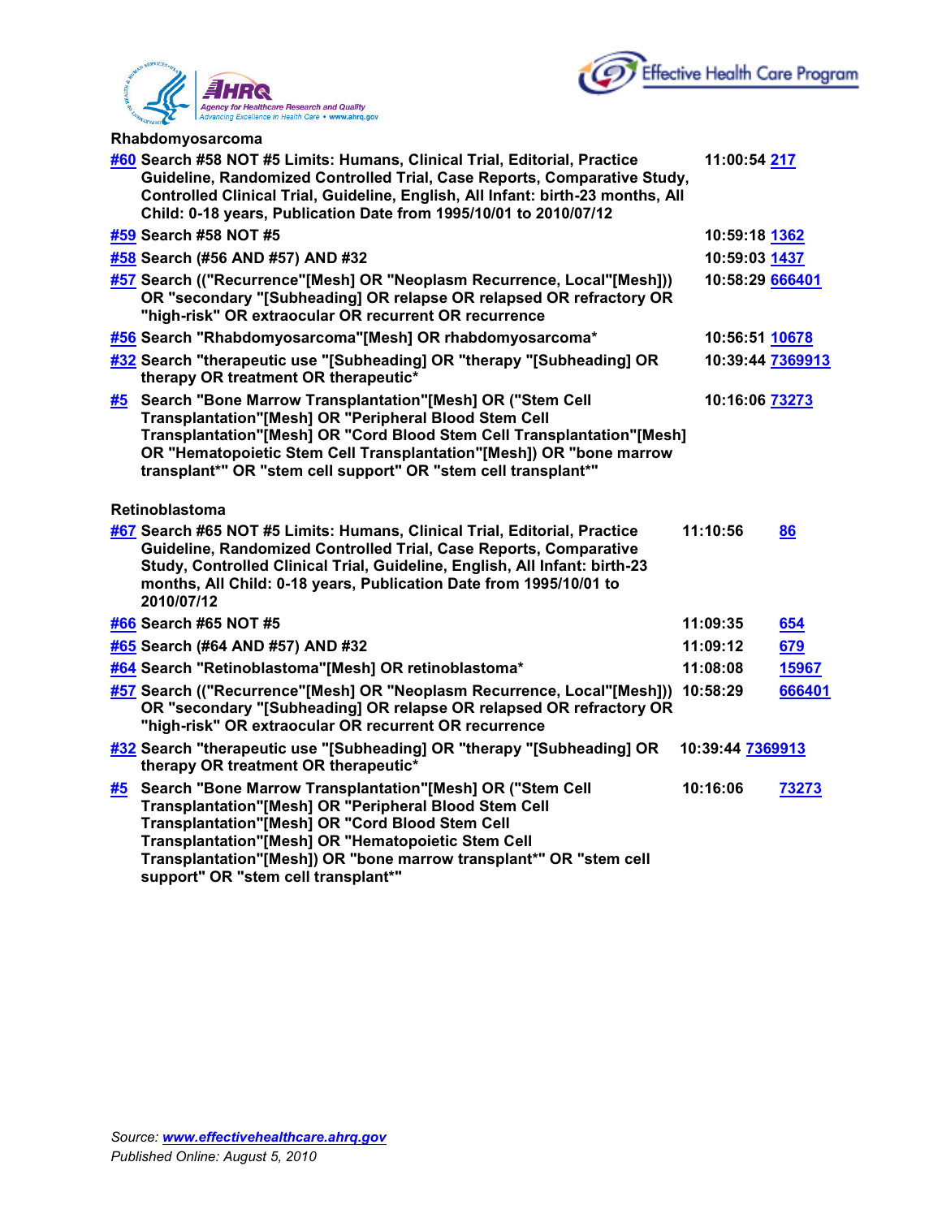**Rhabdomyosarcoma**

| | | | |
|---|---|---|---|
| #60 | Search #58 NOT #5 Limits: Humans, Clinical Trial, Editorial, Practice Guideline, Randomized Controlled Trial, Case Reports, Comparative Study, Controlled Clinical Trial, Guideline, English, All Infant: birth-23 months, All Child: 0-18 years, Publication Date from 1995/10/01 to 2010/07/12 | 11:00:54 | 217 |
| #59 | Search #58 NOT #5 | 10:59:18 | 1362 |
| #58 | Search (#56 AND #57) AND #32 | 10:59:03 | 1437 |
| #57 | Search (("Recurrence"[Mesh] OR "Neoplasm Recurrence, Local"[Mesh])) OR "secondary "[Subheading] OR relapse OR relapsed OR refractory OR "high-risk" OR extraocular OR recurrent OR recurrence | 10:58:29 | 666401 |
| #56 | Search "Rhabdomyosarcoma"[Mesh] OR rhabdomyosarcoma* | 10:56:51 | 10678 |
| #32 | Search "therapeutic use "[Subheading] OR "therapy "[Subheading] OR therapy OR treatment OR therapeutic* | 10:39:44 | 7369913 |
| #5 | Search "Bone Marrow Transplantation"[Mesh] OR ("Stem Cell Transplantation"[Mesh] OR "Peripheral Blood Stem Cell Transplantation"[Mesh] OR "Cord Blood Stem Cell Transplantation"[Mesh] OR "Hematopoietic Stem Cell Transplantation"[Mesh]) OR "bone marrow transplant*" OR "stem cell support" OR "stem cell transplant*" | 10:16:06 | 73273 |

**Retinoblastoma**

| | | | |
|---|---|---|---|
| #67 | Search #65 NOT #5 Limits: Humans, Clinical Trial, Editorial, Practice Guideline, Randomized Controlled Trial, Case Reports, Comparative Study, Controlled Clinical Trial, Guideline, English, All Infant: birth-23 months, All Child: 0-18 years, Publication Date from 1995/10/01 to 2010/07/12 | 11:10:56 | 86 |
| #66 | Search #65 NOT #5 | 11:09:35 | 654 |
| #65 | Search (#64 AND #57) AND #32 | 11:09:12 | 679 |
| #64 | Search "Retinoblastoma"[Mesh] OR retinoblastoma* | 11:08:08 | 15967 |
| #57 | Search (("Recurrence"[Mesh] OR "Neoplasm Recurrence, Local"[Mesh])) OR "secondary "[Subheading] OR relapse OR relapsed OR refractory OR "high-risk" OR extraocular OR recurrent OR recurrence | 10:58:29 | 666401 |
| #32 | Search "therapeutic use "[Subheading] OR "therapy "[Subheading] OR therapy OR treatment OR therapeutic* | 10:39:44 | 7369913 |
| #5 | Search "Bone Marrow Transplantation"[Mesh] OR ("Stem Cell Transplantation"[Mesh] OR "Peripheral Blood Stem Cell Transplantation"[Mesh] OR "Cord Blood Stem Cell Transplantation"[Mesh] OR "Hematopoietic Stem Cell Transplantation"[Mesh]) OR "bone marrow transplant*" OR "stem cell support" OR "stem cell transplant*" | 10:16:06 | 73273 |

*Source: **www.effectivehealthcare.ahrq.gov***
*Published Online: August 5, 2010*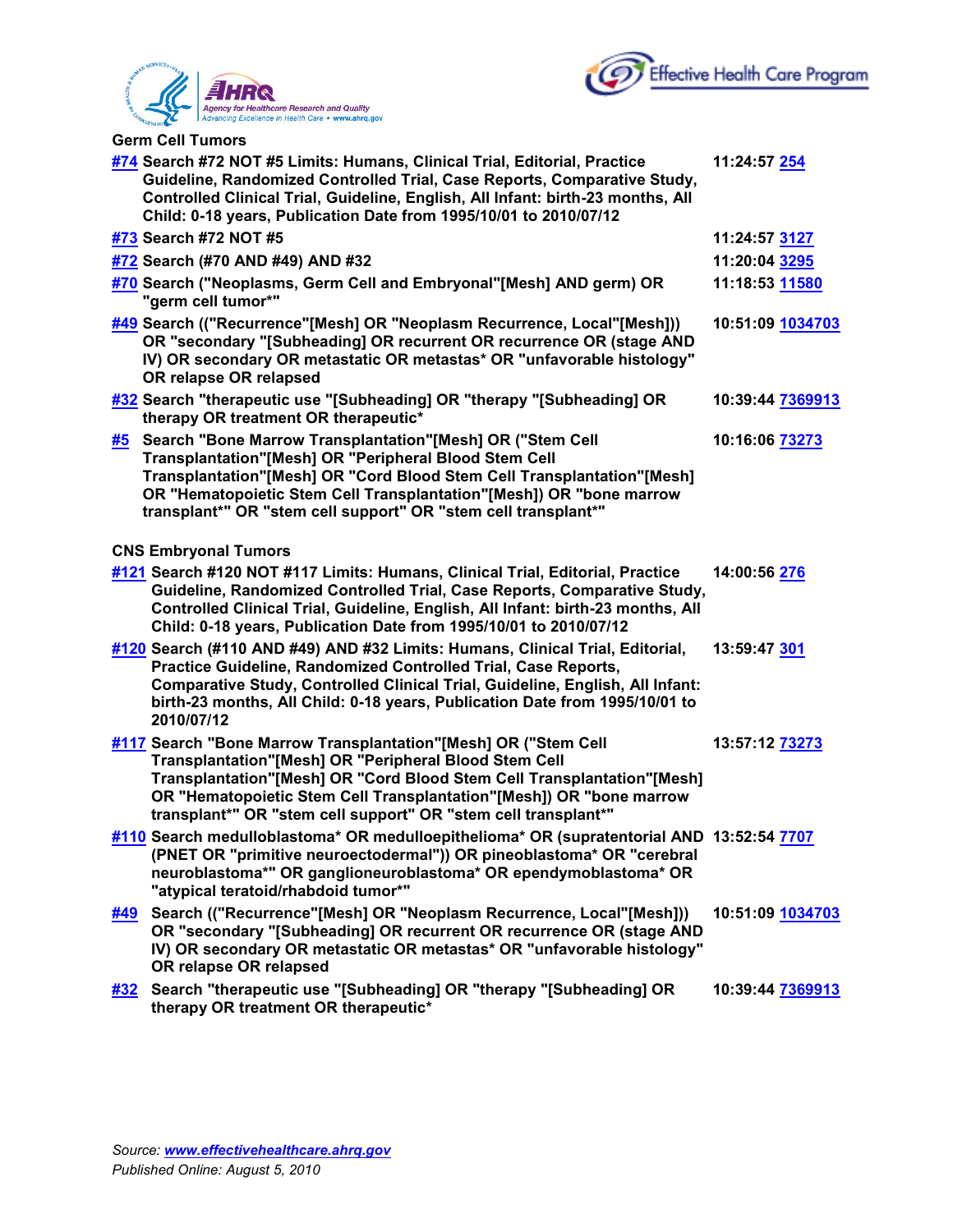### Germ Cell Tumors

| | | |
|---|---|---|
| #74 | Search #72 NOT #5 Limits: Humans, Clinical Trial, Editorial, Practice Guideline, Randomized Controlled Trial, Case Reports, Comparative Study, Controlled Clinical Trial, Guideline, English, All Infant: birth-23 months, All Child: 0-18 years, Publication Date from 1995/10/01 to 2010/07/12 | 11:24:57 254 |
| #73 | Search #72 NOT #5 | 11:24:57 3127 |
| #72 | Search (#70 AND #49) AND #32 | 11:20:04 3295 |
| #70 | Search ("Neoplasms, Germ Cell and Embryonal"[Mesh] AND germ) OR "germ cell tumor*" | 11:18:53 11580 |
| #49 | Search (("Recurrence"[Mesh] OR "Neoplasm Recurrence, Local"[Mesh])) OR "secondary "[Subheading] OR recurrent OR recurrence OR (stage AND IV) OR secondary OR metastatic OR metastas* OR "unfavorable histology" OR relapse OR relapsed | 10:51:09 1034703 |
| #32 | Search "therapeutic use "[Subheading] OR "therapy "[Subheading] OR therapy OR treatment OR therapeutic* | 10:39:44 7369913 |
| #5 | Search "Bone Marrow Transplantation"[Mesh] OR ("Stem Cell Transplantation"[Mesh] OR "Peripheral Blood Stem Cell Transplantation"[Mesh] OR "Cord Blood Stem Cell Transplantation"[Mesh] OR "Hematopoietic Stem Cell Transplantation"[Mesh]) OR "bone marrow transplant*" OR "stem cell support" OR "stem cell transplant*" | 10:16:06 73273 |

### CNS Embryonal Tumors

| | | |
|---|---|---|
| #121 | Search #120 NOT #117 Limits: Humans, Clinical Trial, Editorial, Practice Guideline, Randomized Controlled Trial, Case Reports, Comparative Study, Controlled Clinical Trial, Guideline, English, All Infant: birth-23 months, All Child: 0-18 years, Publication Date from 1995/10/01 to 2010/07/12 | 14:00:56 276 |
| #120 | Search (#110 AND #49) AND #32 Limits: Humans, Clinical Trial, Editorial, Practice Guideline, Randomized Controlled Trial, Case Reports, Comparative Study, Controlled Clinical Trial, Guideline, English, All Infant: birth-23 months, All Child: 0-18 years, Publication Date from 1995/10/01 to 2010/07/12 | 13:59:47 301 |
| #117 | Search "Bone Marrow Transplantation"[Mesh] OR ("Stem Cell Transplantation"[Mesh] OR "Peripheral Blood Stem Cell Transplantation"[Mesh] OR "Cord Blood Stem Cell Transplantation"[Mesh] OR "Hematopoietic Stem Cell Transplantation"[Mesh]) OR "bone marrow transplant*" OR "stem cell support" OR "stem cell transplant*" | 13:57:12 73273 |
| #110 | Search medulloblastoma* OR medulloepithelioma* OR (supratentorial AND (PNET OR "primitive neuroectodermal")) OR pineoblastoma* OR "cerebral neuroblastoma*" OR ganglioneuroblastoma* OR ependymoblastoma* OR "atypical teratoid/rhabdoid tumor*" | 13:52:54 7707 |
| #49 | Search (("Recurrence"[Mesh] OR "Neoplasm Recurrence, Local"[Mesh])) OR "secondary "[Subheading] OR recurrent OR recurrence OR (stage AND IV) OR secondary OR metastatic OR metastas* OR "unfavorable histology" OR relapse OR relapsed | 10:51:09 1034703 |
| #32 | Search "therapeutic use "[Subheading] OR "therapy "[Subheading] OR therapy OR treatment OR therapeutic* | 10:39:44 7369913 |

*Source: www.effectivehealthcare.ahrq.gov*
*Published Online: August 5, 2010*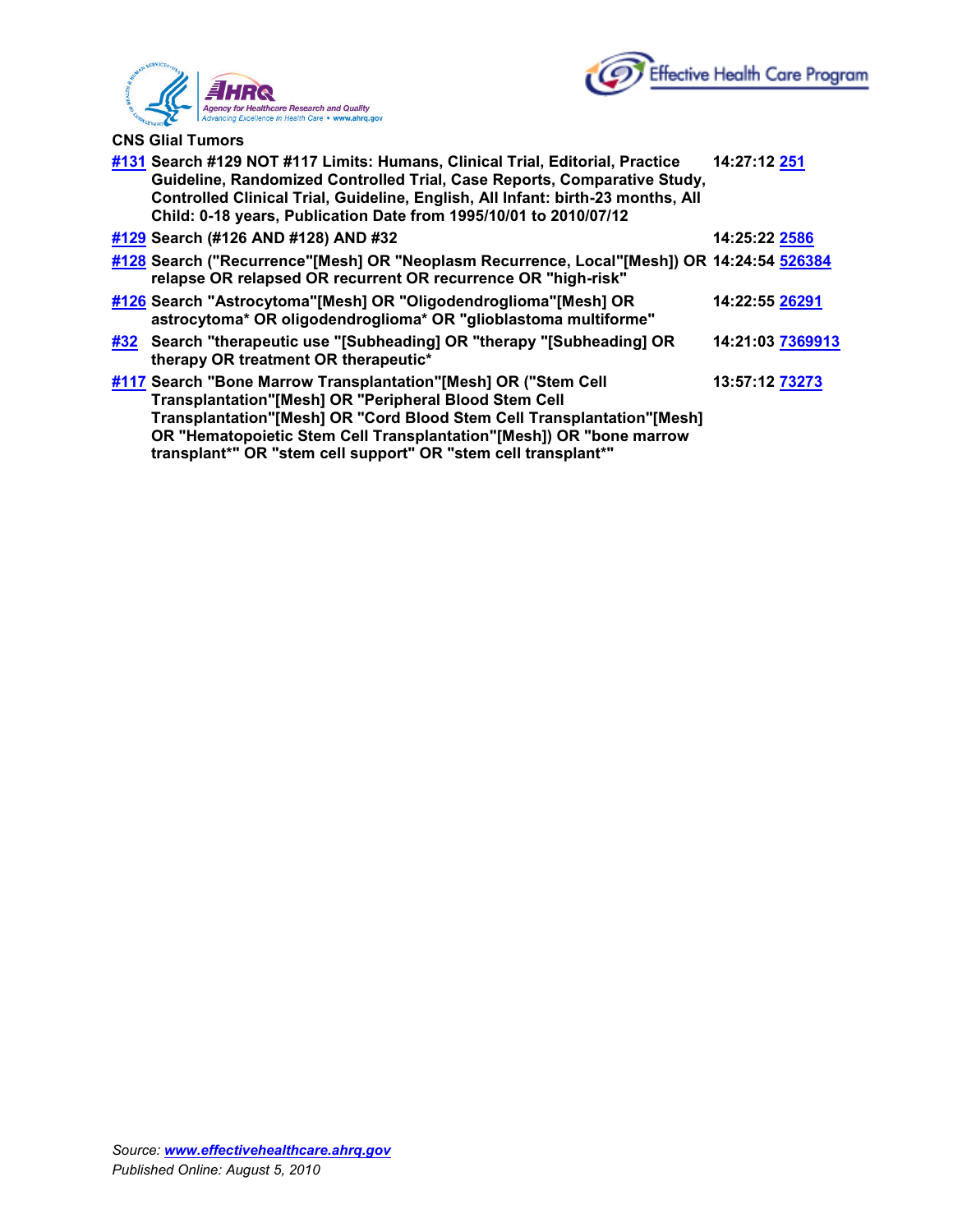**CNS Glial Tumors**

| | | | |
|---|---|---|---|
| #131 | Search #129 NOT #117 Limits: Humans, Clinical Trial, Editorial, Practice Guideline, Randomized Controlled Trial, Case Reports, Comparative Study, Controlled Clinical Trial, Guideline, English, All Infant: birth-23 months, All Child: 0-18 years, Publication Date from 1995/10/01 to 2010/07/12 | 14:27:12 | 251 |
| #129 | Search (#126 AND #128) AND #32 | 14:25:22 | 2586 |
| #128 | Search ("Recurrence"[Mesh] OR "Neoplasm Recurrence, Local"[Mesh]) OR relapse OR relapsed OR recurrent OR recurrence OR "high-risk" | 14:24:54 | 526384 |
| #126 | Search "Astrocytoma"[Mesh] OR "Oligodendroglioma"[Mesh] OR astrocytoma* OR oligodendroglioma* OR "glioblastoma multiforme" | 14:22:55 | 26291 |
| #32 | Search "therapeutic use "[Subheading] OR "therapy "[Subheading] OR therapy OR treatment OR therapeutic* | 14:21:03 | 7369913 |
| #117 | Search "Bone Marrow Transplantation"[Mesh] OR ("Stem Cell Transplantation"[Mesh] OR "Peripheral Blood Stem Cell Transplantation"[Mesh] OR "Cord Blood Stem Cell Transplantation"[Mesh] OR "Hematopoietic Stem Cell Transplantation"[Mesh]) OR "bone marrow transplant*" OR "stem cell support" OR "stem cell transplant*" | 13:57:12 | 73273 |

*Source: **www.effectivehealthcare.ahrq.gov***
*Published Online: August 5, 2010*